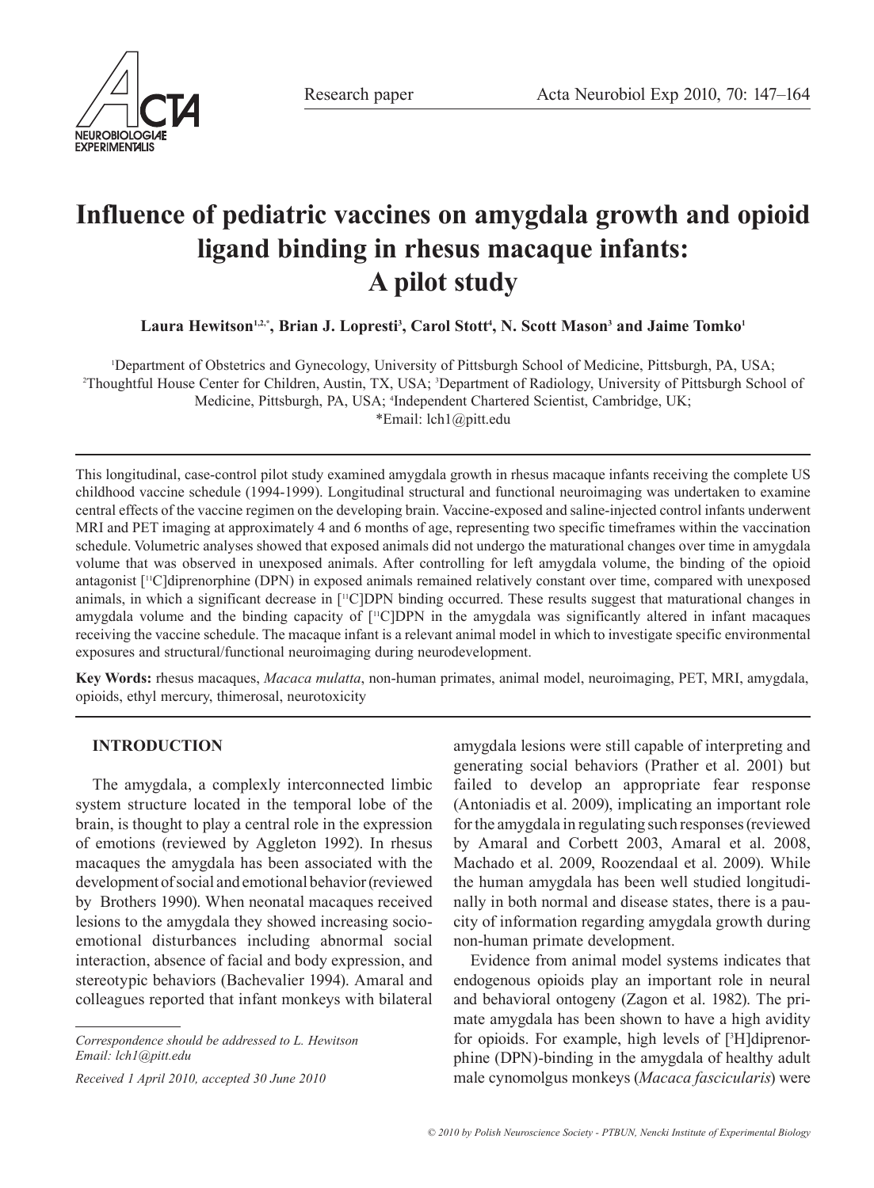Research paper

# Influence of pediatric vaccines on amygdala growth and opioid ligand binding in rhesus macaque infants: A pilot study

**Laura Hewitson[1,2,*], Brian J. Lopresti[3], Carol Stott[4], N. Scott Mason[3] and Jaime Tomko[1]**

[1]Department of Obstetrics and Gynecology, University of Pittsburgh School of Medicine, Pittsburgh, PA, USA; [2]Thoughtful House Center for Children, Austin, TX, USA; [3]Department of Radiology, University of Pittsburgh School of Medicine, Pittsburgh, PA, USA; [4]Independent Chartered Scientist, Cambridge, UK;
*Email: lch1@pitt.edu

This longitudinal, case-control pilot study examined amygdala growth in rhesus macaque infants receiving the complete US childhood vaccine schedule (1994-1999). Longitudinal structural and functional neuroimaging was undertaken to examine central effects of the vaccine regimen on the developing brain. Vaccine-exposed and saline-injected control infants underwent MRI and PET imaging at approximately 4 and 6 months of age, representing two specific timeframes within the vaccination schedule. Volumetric analyses showed that exposed animals did not undergo the maturational changes over time in amygdala volume that was observed in unexposed animals. After controlling for left amygdala volume, the binding of the opioid antagonist [$^{11}$C]diprenorphine (DPN) in exposed animals remained relatively constant over time, compared with unexposed animals, in which a significant decrease in [$^{11}$C]DPN binding occurred. These results suggest that maturational changes in amygdala volume and the binding capacity of [$^{11}$C]DPN in the amygdala was significantly altered in infant macaques receiving the vaccine schedule. The macaque infant is a relevant animal model in which to investigate specific environmental exposures and structural/functional neuroimaging during neurodevelopment.

**Key Words:** rhesus macaques, *Macaca mulatta*, non-human primates, animal model, neuroimaging, PET, MRI, amygdala, opioids, ethyl mercury, thimerosal, neurotoxicity

## INTRODUCTION

The amygdala, a complexly interconnected limbic system structure located in the temporal lobe of the brain, is thought to play a central role in the expression of emotions (reviewed by Aggleton 1992). In rhesus macaques the amygdala has been associated with the development of social and emotional behavior (reviewed by Brothers 1990). When neonatal macaques received lesions to the amygdala they showed increasing socio-emotional disturbances including abnormal social interaction, absence of facial and body expression, and stereotypic behaviors (Bachevalier 1994). Amaral and colleagues reported that infant monkeys with bilateral amygdala lesions were still capable of interpreting and generating social behaviors (Prather et al. 2001) but failed to develop an appropriate fear response (Antoniadis et al. 2009), implicating an important role for the amygdala in regulating such responses (reviewed by Amaral and Corbett 2003, Amaral et al. 2008, Machado et al. 2009, Roozendaal et al. 2009). While the human amygdala has been well studied longitudinally in both normal and disease states, there is a paucity of information regarding amygdala growth during non-human primate development.

Evidence from animal model systems indicates that endogenous opioids play an important role in neural and behavioral ontogeny (Zagon et al. 1982). The primate amygdala has been shown to have a high avidity for opioids. For example, high levels of [$^{3}$H]diprenorphine (DPN)-binding in the amygdala of healthy adult male cynomolgus monkeys (*Macaca fascicularis*) were

*Correspondence should be addressed to L. Hewitson*
*Email: lch1@pitt.edu*

*Received 1 April 2010, accepted 30 June 2010*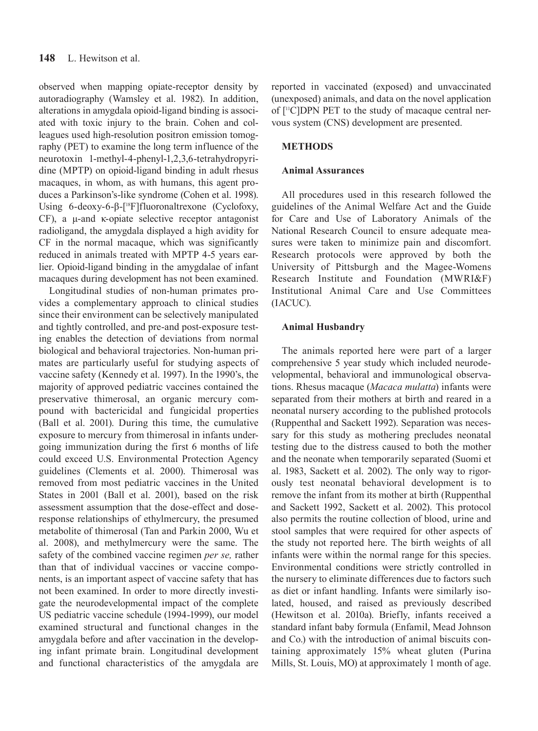observed when mapping opiate-receptor density by autoradiography (Wamsley et al. 1982). In addition, alterations in amygdala opioid-ligand binding is associated with toxic injury to the brain. Cohen and colleagues used high-resolution positron emission tomography (PET) to examine the long term influence of the neurotoxin 1-methyl-4-phenyl-1,2,3,6-tetrahydropyridine (MPTP) on opioid-ligand binding in adult rhesus macaques, in whom, as with humans, this agent produces a Parkinson's-like syndrome (Cohen et al. 1998). Using 6-deoxy-6-β-[$^{18}$F]fluoronaltrexone (Cyclofoxy, CF), a μ-and κ-opiate selective receptor antagonist radioligand, the amygdala displayed a high avidity for CF in the normal macaque, which was significantly reduced in animals treated with MPTP 4-5 years earlier. Opioid-ligand binding in the amygdalae of infant macaques during development has not been examined.

Longitudinal studies of non-human primates provides a complementary approach to clinical studies since their environment can be selectively manipulated and tightly controlled, and pre-and post-exposure testing enables the detection of deviations from normal biological and behavioral trajectories. Non-human primates are particularly useful for studying aspects of vaccine safety (Kennedy et al. 1997). In the 1990's, the majority of approved pediatric vaccines contained the preservative thimerosal, an organic mercury compound with bactericidal and fungicidal properties (Ball et al. 2001). During this time, the cumulative exposure to mercury from thimerosal in infants undergoing immunization during the first 6 months of life could exceed U.S. Environmental Protection Agency guidelines (Clements et al. 2000). Thimerosal was removed from most pediatric vaccines in the United States in 2001 (Ball et al. 2001), based on the risk assessment assumption that the dose-effect and dose-response relationships of ethylmercury, the presumed metabolite of thimerosal (Tan and Parkin 2000, Wu et al. 2008), and methylmercury were the same. The safety of the combined vaccine regimen *per se,* rather than that of individual vaccines or vaccine components, is an important aspect of vaccine safety that has not been examined. In order to more directly investigate the neurodevelopmental impact of the complete US pediatric vaccine schedule (1994-1999), our model examined structural and functional changes in the amygdala before and after vaccination in the developing infant primate brain. Longitudinal development and functional characteristics of the amygdala are reported in vaccinated (exposed) and unvaccinated (unexposed) animals, and data on the novel application of [$^{11}$C]DPN PET to the study of macaque central nervous system (CNS) development are presented.

## METHODS

### Animal Assurances

All procedures used in this research followed the guidelines of the Animal Welfare Act and the Guide for Care and Use of Laboratory Animals of the National Research Council to ensure adequate measures were taken to minimize pain and discomfort. Research protocols were approved by both the University of Pittsburgh and the Magee-Womens Research Institute and Foundation (MWRI&F) Institutional Animal Care and Use Committees (IACUC).

### Animal Husbandry

The animals reported here were part of a larger comprehensive 5 year study which included neurodevelopmental, behavioral and immunological observations. Rhesus macaque (*Macaca mulatta*) infants were separated from their mothers at birth and reared in a neonatal nursery according to the published protocols (Ruppenthal and Sackett 1992). Separation was necessary for this study as mothering precludes neonatal testing due to the distress caused to both the mother and the neonate when temporarily separated (Suomi et al. 1983, Sackett et al. 2002). The only way to rigorously test neonatal behavioral development is to remove the infant from its mother at birth (Ruppenthal and Sackett 1992, Sackett et al. 2002). This protocol also permits the routine collection of blood, urine and stool samples that were required for other aspects of the study not reported here. The birth weights of all infants were within the normal range for this species. Environmental conditions were strictly controlled in the nursery to eliminate differences due to factors such as diet or infant handling. Infants were similarly isolated, housed, and raised as previously described (Hewitson et al. 2010a). Briefly, infants received a standard infant baby formula (Enfamil, Mead Johnson and Co.) with the introduction of animal biscuits containing approximately 15% wheat gluten (Purina Mills, St. Louis, MO) at approximately 1 month of age.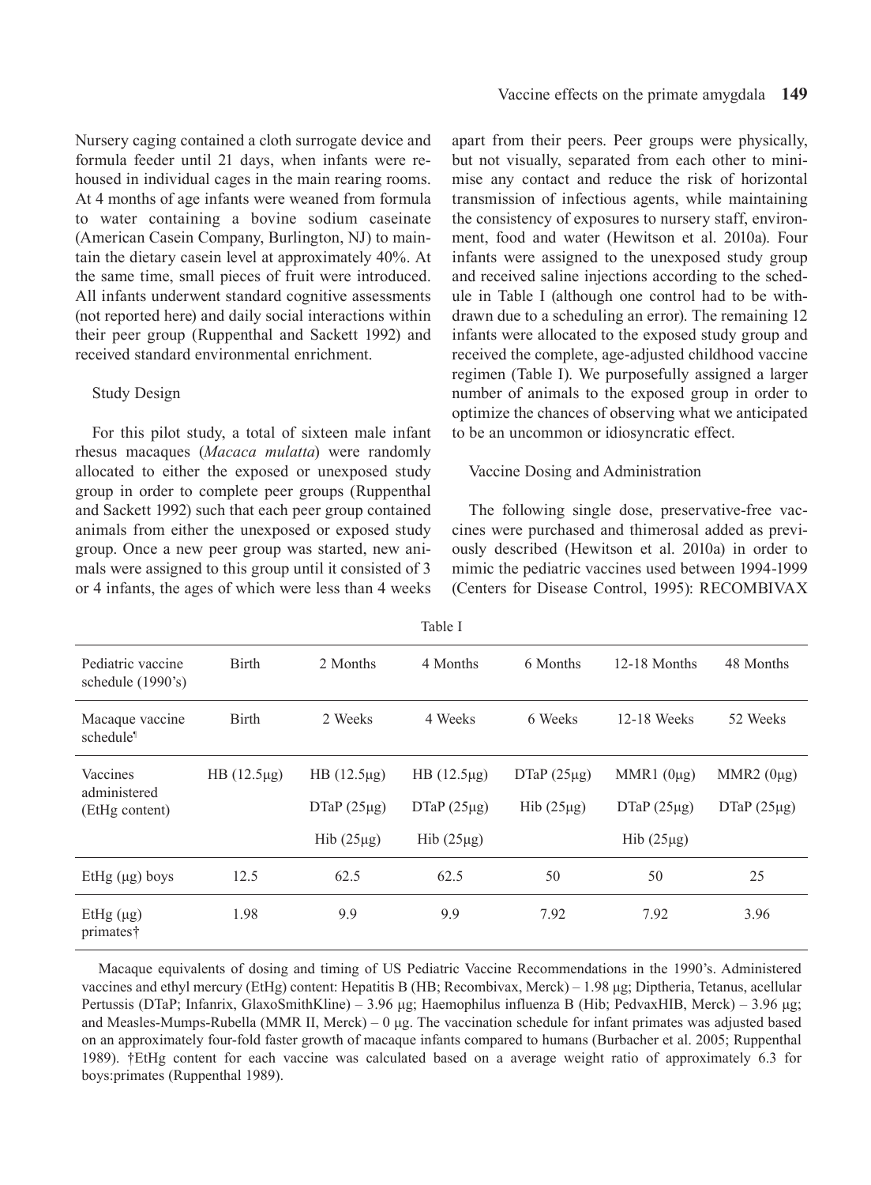Nursery caging contained a cloth surrogate device and formula feeder until 21 days, when infants were re-housed in individual cages in the main rearing rooms. At 4 months of age infants were weaned from formula to water containing a bovine sodium caseinate (American Casein Company, Burlington, NJ) to maintain the dietary casein level at approximately 40%. At the same time, small pieces of fruit were introduced. All infants underwent standard cognitive assessments (not reported here) and daily social interactions within their peer group (Ruppenthal and Sackett 1992) and received standard environmental enrichment.

### Study Design

For this pilot study, a total of sixteen male infant rhesus macaques (*Macaca mulatta*) were randomly allocated to either the exposed or unexposed study group in order to complete peer groups (Ruppenthal and Sackett 1992) such that each peer group contained animals from either the unexposed or exposed study group. Once a new peer group was started, new animals were assigned to this group until it consisted of 3 or 4 infants, the ages of which were less than 4 weeks apart from their peers. Peer groups were physically, but not visually, separated from each other to minimise any contact and reduce the risk of horizontal transmission of infectious agents, while maintaining the consistency of exposures to nursery staff, environment, food and water (Hewitson et al. 2010a). Four infants were assigned to the unexposed study group and received saline injections according to the schedule in Table I (although one control had to be withdrawn due to a scheduling an error). The remaining 12 infants were allocated to the exposed study group and received the complete, age-adjusted childhood vaccine regimen (Table I). We purposefully assigned a larger number of animals to the exposed group in order to optimize the chances of observing what we anticipated to be an uncommon or idiosyncratic effect.

### Vaccine Dosing and Administration

The following single dose, preservative-free vaccines were purchased and thimerosal added as previously described (Hewitson et al. 2010a) in order to mimic the pediatric vaccines used between 1994-1999 (Centers for Disease Control, 1995): RECOMBIVAX

Table I

| Pediatric vaccine schedule (1990's) | Birth | 2 Months | 4 Months | 6 Months | 12-18 Months | 48 Months |
|---|---|---|---|---|---|---|
| Macaque vaccine schedule¶ | Birth | 2 Weeks | 4 Weeks | 6 Weeks | 12-18 Weeks | 52 Weeks |
| Vaccines administered (EtHg content) | HB (12.5μg) | HB (12.5μg)<br>DTaP (25μg)<br>Hib (25μg) | HB (12.5μg)<br>DTaP (25μg)<br>Hib (25μg) | DTaP (25μg)<br>Hib (25μg) | MMR1 (0μg)<br>DTaP (25μg)<br>Hib (25μg) | MMR2 (0μg)<br>DTaP (25μg) |
| EtHg (μg) boys | 12.5 | 62.5 | 62.5 | 50 | 50 | 25 |
| EtHg (μg) primates† | 1.98 | 9.9 | 9.9 | 7.92 | 7.92 | 3.96 |

Macaque equivalents of dosing and timing of US Pediatric Vaccine Recommendations in the 1990's. Administered vaccines and ethyl mercury (EtHg) content: Hepatitis B (HB; Recombivax, Merck) – 1.98 μg; Diptheria, Tetanus, acellular Pertussis (DTaP; Infanrix, GlaxoSmithKline) – 3.96 μg; Haemophilus influenza B (Hib; PedvaxHIB, Merck) – 3.96 μg; and Measles-Mumps-Rubella (MMR II, Merck) – 0 μg. The vaccination schedule for infant primates was adjusted based on an approximately four-fold faster growth of macaque infants compared to humans (Burbacher et al. 2005; Ruppenthal 1989). †EtHg content for each vaccine was calculated based on a average weight ratio of approximately 6.3 for boys:primates (Ruppenthal 1989).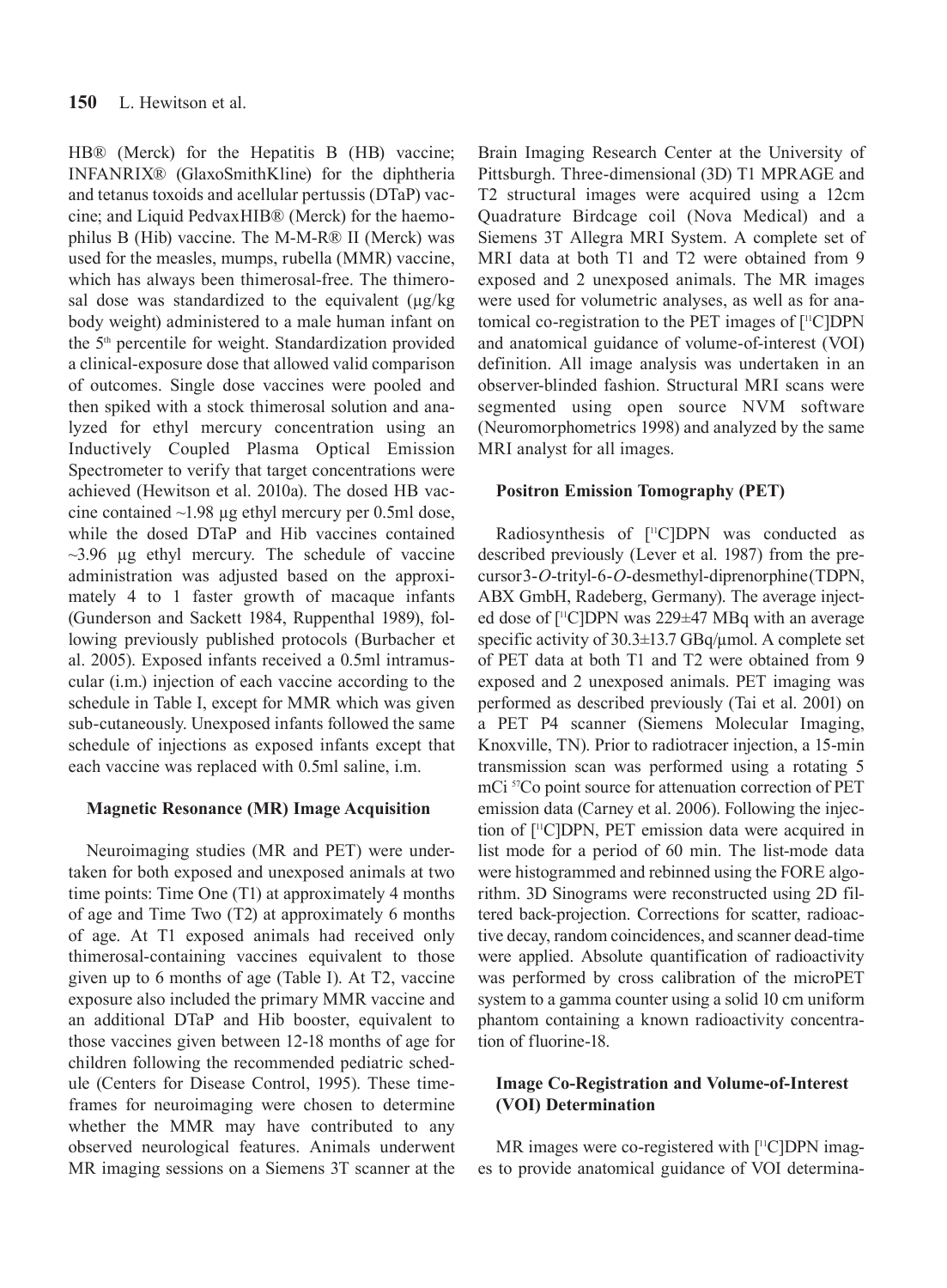HB® (Merck) for the Hepatitis B (HB) vaccine; INFANRIX® (GlaxoSmithKline) for the diphtheria and tetanus toxoids and acellular pertussis (DTaP) vaccine; and Liquid PedvaxHIB® (Merck) for the haemophilus B (Hib) vaccine. The M-M-R® II (Merck) was used for the measles, mumps, rubella (MMR) vaccine, which has always been thimerosal-free. The thimerosal dose was standardized to the equivalent (µg/kg body weight) administered to a male human infant on the 5th percentile for weight. Standardization provided a clinical-exposure dose that allowed valid comparison of outcomes. Single dose vaccines were pooled and then spiked with a stock thimerosal solution and analyzed for ethyl mercury concentration using an Inductively Coupled Plasma Optical Emission Spectrometer to verify that target concentrations were achieved (Hewitson et al. 2010a). The dosed HB vaccine contained ~1.98 µg ethyl mercury per 0.5ml dose, while the dosed DTaP and Hib vaccines contained ~3.96 µg ethyl mercury. The schedule of vaccine administration was adjusted based on the approximately 4 to 1 faster growth of macaque infants (Gunderson and Sackett 1984, Ruppenthal 1989), following previously published protocols (Burbacher et al. 2005). Exposed infants received a 0.5ml intramuscular (i.m.) injection of each vaccine according to the schedule in Table I, except for MMR which was given sub-cutaneously. Unexposed infants followed the same schedule of injections as exposed infants except that each vaccine was replaced with 0.5ml saline, i.m.

### Magnetic Resonance (MR) Image Acquisition

Neuroimaging studies (MR and PET) were undertaken for both exposed and unexposed animals at two time points: Time One (T1) at approximately 4 months of age and Time Two (T2) at approximately 6 months of age. At T1 exposed animals had received only thimerosal-containing vaccines equivalent to those given up to 6 months of age (Table I). At T2, vaccine exposure also included the primary MMR vaccine and an additional DTaP and Hib booster, equivalent to those vaccines given between 12-18 months of age for children following the recommended pediatric schedule (Centers for Disease Control, 1995). These timeframes for neuroimaging were chosen to determine whether the MMR may have contributed to any observed neurological features. Animals underwent MR imaging sessions on a Siemens 3T scanner at the Brain Imaging Research Center at the University of Pittsburgh. Three-dimensional (3D) T1 MPRAGE and T2 structural images were acquired using a 12cm Quadrature Birdcage coil (Nova Medical) and a Siemens 3T Allegra MRI System. A complete set of MRI data at both T1 and T2 were obtained from 9 exposed and 2 unexposed animals. The MR images were used for volumetric analyses, as well as for anatomical co-registration to the PET images of [$^{11}$C]DPN and anatomical guidance of volume-of-interest (VOI) definition. All image analysis was undertaken in an observer-blinded fashion. Structural MRI scans were segmented using open source NVM software (Neuromorphometrics 1998) and analyzed by the same MRI analyst for all images.

### Positron Emission Tomography (PET)

Radiosynthesis of [$^{11}$C]DPN was conducted as described previously (Lever et al. 1987) from the precursor 3-*O*-trityl-6-*O*-desmethyl-diprenorphine (TDPN, ABX GmbH, Radeberg, Germany). The average injected dose of [$^{11}$C]DPN was 229±47 MBq with an average specific activity of 30.3±13.7 GBq/µmol. A complete set of PET data at both T1 and T2 were obtained from 9 exposed and 2 unexposed animals. PET imaging was performed as described previously (Tai et al. 2001) on a PET P4 scanner (Siemens Molecular Imaging, Knoxville, TN). Prior to radiotracer injection, a 15-min transmission scan was performed using a rotating 5 mCi $^{57}$Co point source for attenuation correction of PET emission data (Carney et al. 2006). Following the injection of [$^{11}$C]DPN, PET emission data were acquired in list mode for a period of 60 min. The list-mode data were histogrammed and rebinned using the FORE algorithm. 3D Sinograms were reconstructed using 2D filtered back-projection. Corrections for scatter, radioactive decay, random coincidences, and scanner dead-time were applied. Absolute quantification of radioactivity was performed by cross calibration of the microPET system to a gamma counter using a solid 10 cm uniform phantom containing a known radioactivity concentration of fluorine-18.

### Image Co-Registration and Volume-of-Interest (VOI) Determination

MR images were co-registered with [$^{11}$C]DPN images to provide anatomical guidance of VOI determina-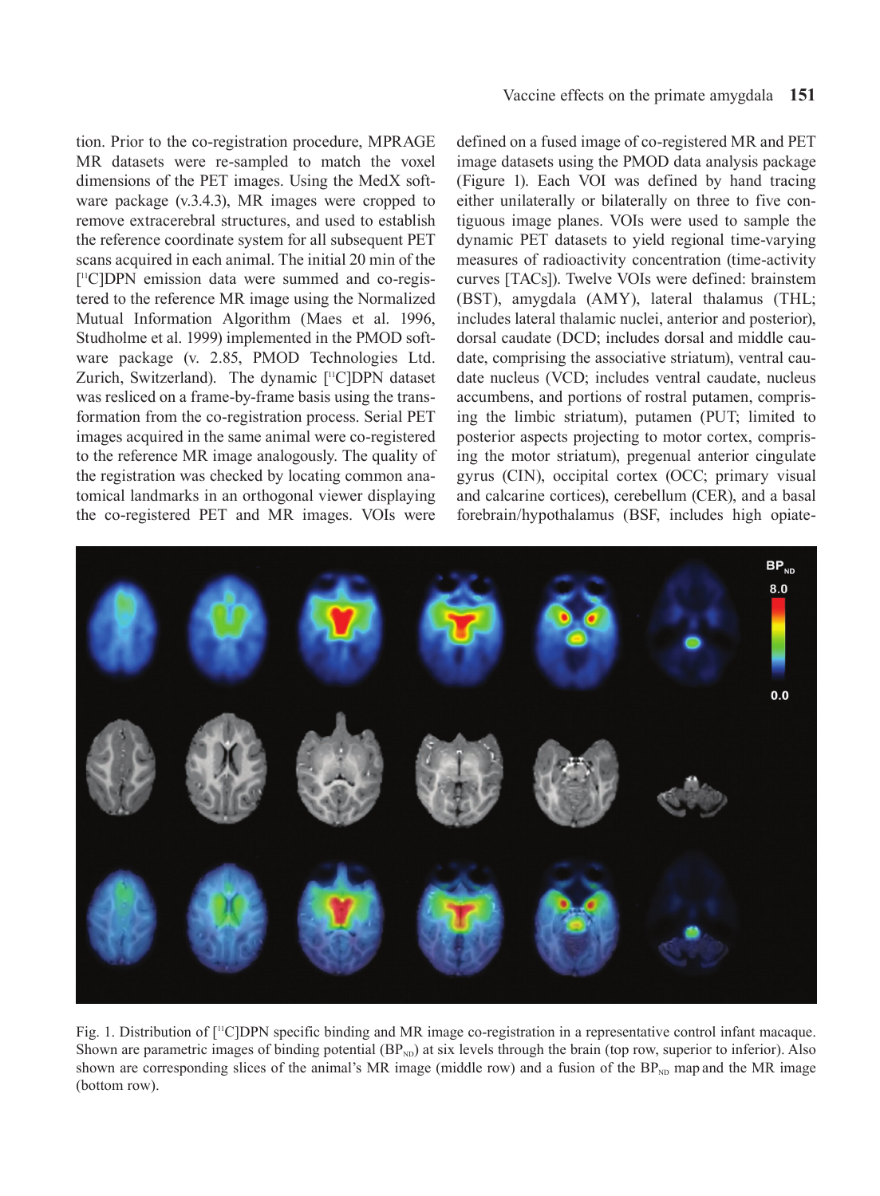tion. Prior to the co-registration procedure, MPRAGE MR datasets were re-sampled to match the voxel dimensions of the PET images. Using the MedX software package (v.3.4.3), MR images were cropped to remove extracerebral structures, and used to establish the reference coordinate system for all subsequent PET scans acquired in each animal. The initial 20 min of the [$^{11}$C]DPN emission data were summed and co-registered to the reference MR image using the Normalized Mutual Information Algorithm (Maes et al. 1996, Studholme et al. 1999) implemented in the PMOD software package (v. 2.85, PMOD Technologies Ltd. Zurich, Switzerland). The dynamic [$^{11}$C]DPN dataset was resliced on a frame-by-frame basis using the transformation from the co-registration process. Serial PET images acquired in the same animal were co-registered to the reference MR image analogously. The quality of the registration was checked by locating common anatomical landmarks in an orthogonal viewer displaying the co-registered PET and MR images. VOIs were defined on a fused image of co-registered MR and PET image datasets using the PMOD data analysis package (Figure 1). Each VOI was defined by hand tracing either unilaterally or bilaterally on three to five contiguous image planes. VOIs were used to sample the dynamic PET datasets to yield regional time-varying measures of radioactivity concentration (time-activity curves [TACs]). Twelve VOIs were defined: brainstem (BST), amygdala (AMY), lateral thalamus (THL; includes lateral thalamic nuclei, anterior and posterior), dorsal caudate (DCD; includes dorsal and middle caudate, comprising the associative striatum), ventral caudate nucleus (VCD; includes ventral caudate, nucleus accumbens, and portions of rostral putamen, comprising the limbic striatum), putamen (PUT; limited to posterior aspects projecting to motor cortex, comprising the motor striatum), pregenual anterior cingulate gyrus (CIN), occipital cortex (OCC; primary visual and calcarine cortices), cerebellum (CER), and a basal forebrain/hypothalamus (BSF, includes high opiate-

Fig. 1. Distribution of [$^{11}$C]DPN specific binding and MR image co-registration in a representative control infant macaque. Shown are parametric images of binding potential ($BP_{ND}$) at six levels through the brain (top row, superior to inferior). Also shown are corresponding slices of the animal's MR image (middle row) and a fusion of the $BP_{ND}$ map and the MR image (bottom row).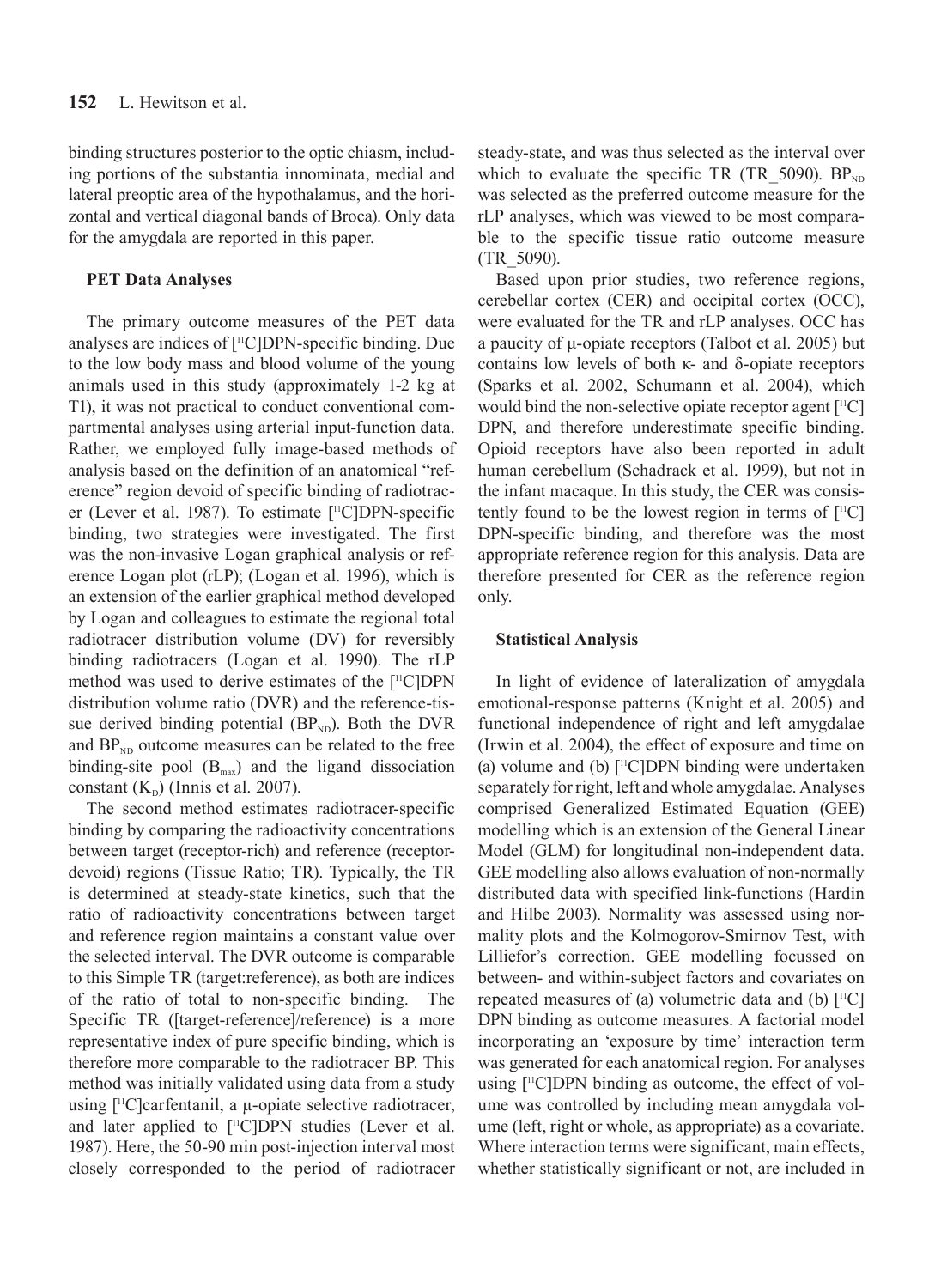binding structures posterior to the optic chiasm, including portions of the substantia innominata, medial and lateral preoptic area of the hypothalamus, and the horizontal and vertical diagonal bands of Broca). Only data for the amygdala are reported in this paper.

### PET Data Analyses

The primary outcome measures of the PET data analyses are indices of [$^{11}$C]DPN-specific binding. Due to the low body mass and blood volume of the young animals used in this study (approximately 1-2 kg at T1), it was not practical to conduct conventional compartmental analyses using arterial input-function data. Rather, we employed fully image-based methods of analysis based on the definition of an anatomical "reference" region devoid of specific binding of radiotracer (Lever et al. 1987). To estimate [$^{11}$C]DPN-specific binding, two strategies were investigated. The first was the non-invasive Logan graphical analysis or reference Logan plot (rLP); (Logan et al. 1996), which is an extension of the earlier graphical method developed by Logan and colleagues to estimate the regional total radiotracer distribution volume (DV) for reversibly binding radiotracers (Logan et al. 1990). The rLP method was used to derive estimates of the [$^{11}$C]DPN distribution volume ratio (DVR) and the reference-tissue derived binding potential ($BP_{ND}$). Both the DVR and $BP_{ND}$ outcome measures can be related to the free binding-site pool ($B_{max}$) and the ligand dissociation constant ($K_D$) (Innis et al. 2007).

The second method estimates radiotracer-specific binding by comparing the radioactivity concentrations between target (receptor-rich) and reference (receptor-devoid) regions (Tissue Ratio; TR). Typically, the TR is determined at steady-state kinetics, such that the ratio of radioactivity concentrations between target and reference region maintains a constant value over the selected interval. The DVR outcome is comparable to this Simple TR (target:reference), as both are indices of the ratio of total to non-specific binding. The Specific TR ([target-reference]/reference) is a more representative index of pure specific binding, which is therefore more comparable to the radiotracer BP. This method was initially validated using data from a study using [$^{11}$C]carfentanil, a μ-opiate selective radiotracer, and later applied to [$^{11}$C]DPN studies (Lever et al. 1987). Here, the 50-90 min post-injection interval most closely corresponded to the period of radiotracer steady-state, and was thus selected as the interval over which to evaluate the specific TR (TR_5090). $BP_{ND}$ was selected as the preferred outcome measure for the rLP analyses, which was viewed to be most comparable to the specific tissue ratio outcome measure (TR_5090).

Based upon prior studies, two reference regions, cerebellar cortex (CER) and occipital cortex (OCC), were evaluated for the TR and rLP analyses. OCC has a paucity of μ-opiate receptors (Talbot et al. 2005) but contains low levels of both κ- and δ-opiate receptors (Sparks et al. 2002, Schumann et al. 2004), which would bind the non-selective opiate receptor agent [$^{11}$C]DPN, and therefore underestimate specific binding. Opioid receptors have also been reported in adult human cerebellum (Schadrack et al. 1999), but not in the infant macaque. In this study, the CER was consistently found to be the lowest region in terms of [$^{11}$C]DPN-specific binding, and therefore was the most appropriate reference region for this analysis. Data are therefore presented for CER as the reference region only.

### Statistical Analysis

In light of evidence of lateralization of amygdala emotional-response patterns (Knight et al. 2005) and functional independence of right and left amygdalae (Irwin et al. 2004), the effect of exposure and time on (a) volume and (b) [$^{11}$C]DPN binding were undertaken separately for right, left and whole amygdalae. Analyses comprised Generalized Estimated Equation (GEE) modelling which is an extension of the General Linear Model (GLM) for longitudinal non-independent data. GEE modelling also allows evaluation of non-normally distributed data with specified link-functions (Hardin and Hilbe 2003). Normality was assessed using normality plots and the Kolmogorov-Smirnov Test, with Lilliefor's correction. GEE modelling focussed on between- and within-subject factors and covariates on repeated measures of (a) volumetric data and (b) [$^{11}$C]DPN binding as outcome measures. A factorial model incorporating an 'exposure by time' interaction term was generated for each anatomical region. For analyses using [$^{11}$C]DPN binding as outcome, the effect of volume was controlled by including mean amygdala volume (left, right or whole, as appropriate) as a covariate. Where interaction terms were significant, main effects, whether statistically significant or not, are included in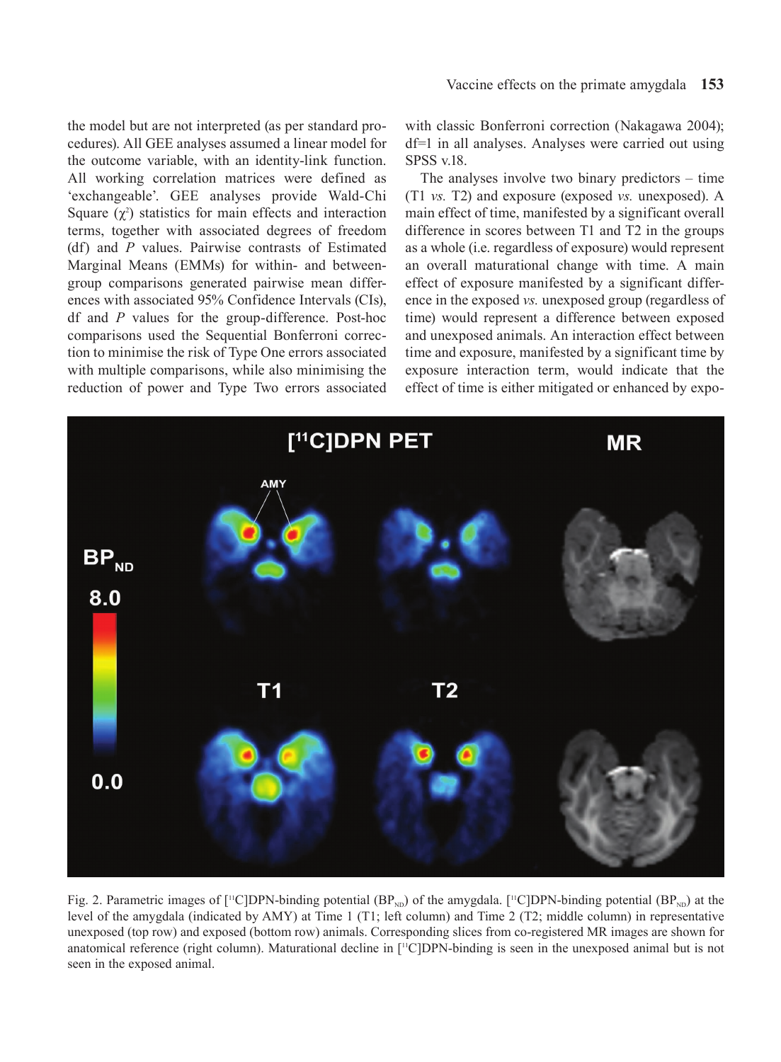the model but are not interpreted (as per standard procedures). All GEE analyses assumed a linear model for the outcome variable, with an identity-link function. All working correlation matrices were defined as 'exchangeable'. GEE analyses provide Wald-Chi Square ($\chi^2$) statistics for main effects and interaction terms, together with associated degrees of freedom (df) and $P$ values. Pairwise contrasts of Estimated Marginal Means (EMMs) for within- and between-group comparisons generated pairwise mean differences with associated 95% Confidence Intervals (CIs), df and $P$ values for the group-difference. Post-hoc comparisons used the Sequential Bonferroni correction to minimise the risk of Type One errors associated with multiple comparisons, while also minimising the reduction of power and Type Two errors associated with classic Bonferroni correction (Nakagawa 2004); df=1 in all analyses. Analyses were carried out using SPSS v.18.

The analyses involve two binary predictors – time (T1 *vs.* T2) and exposure (exposed *vs.* unexposed). A main effect of time, manifested by a significant overall difference in scores between T1 and T2 in the groups as a whole (i.e. regardless of exposure) would represent an overall maturational change with time. A main effect of exposure manifested by a significant difference in the exposed *vs.* unexposed group (regardless of time) would represent a difference between exposed and unexposed animals. An interaction effect between time and exposure, manifested by a significant time by exposure interaction term, would indicate that the effect of time is either mitigated or enhanced by expo-

Fig. 2. Parametric images of [[11]C]DPN-binding potential ($BP_{ND}$) of the amygdala. [[11]C]DPN-binding potential ($BP_{ND}$) at the level of the amygdala (indicated by AMY) at Time 1 (T1; left column) and Time 2 (T2; middle column) in representative unexposed (top row) and exposed (bottom row) animals. Corresponding slices from co-registered MR images are shown for anatomical reference (right column). Maturational decline in [[11]C]DPN-binding is seen in the unexposed animal but is not seen in the exposed animal.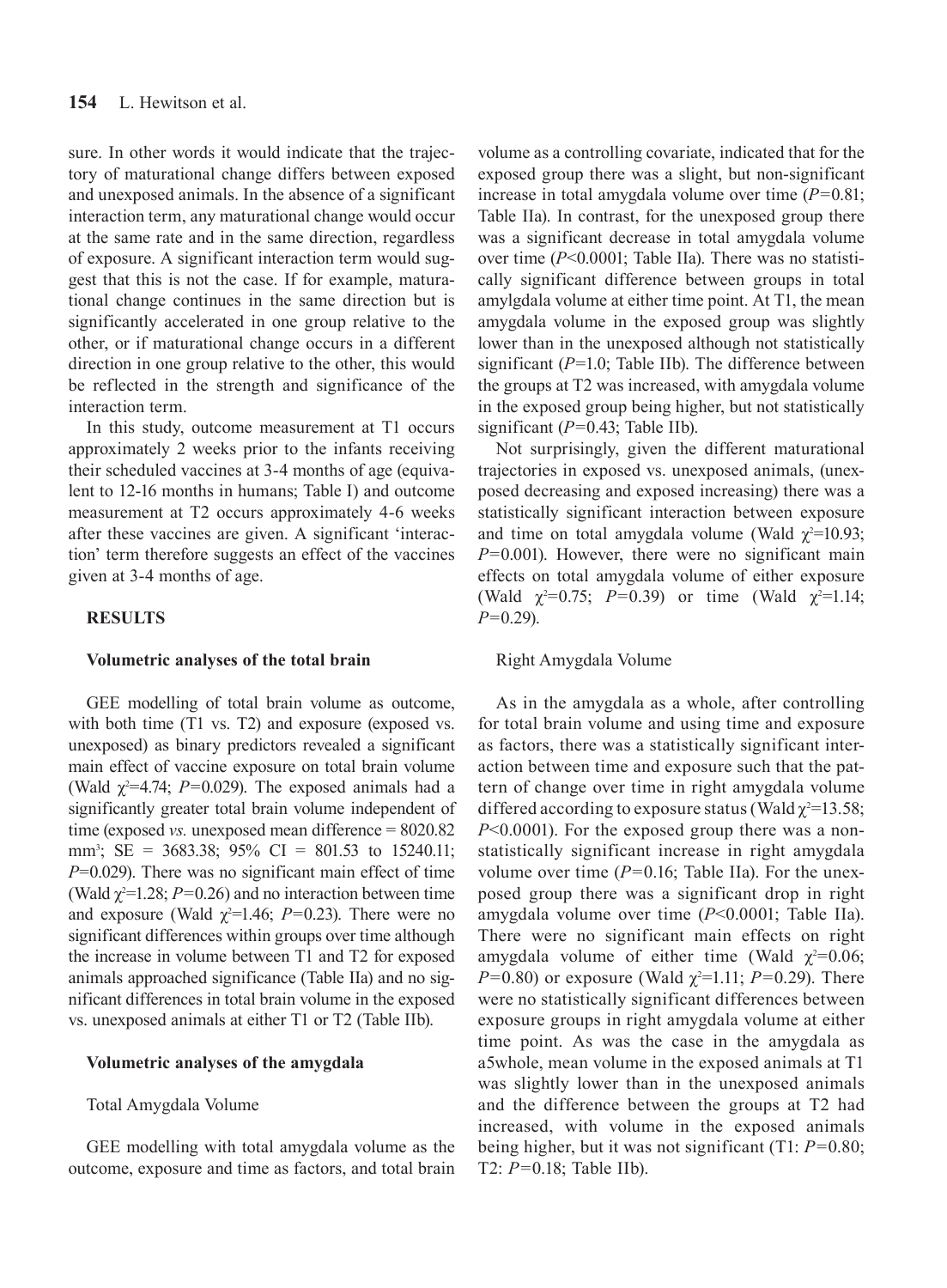sure. In other words it would indicate that the trajectory of maturational change differs between exposed and unexposed animals. In the absence of a significant interaction term, any maturational change would occur at the same rate and in the same direction, regardless of exposure. A significant interaction term would suggest that this is not the case. If for example, maturational change continues in the same direction but is significantly accelerated in one group relative to the other, or if maturational change occurs in a different direction in one group relative to the other, this would be reflected in the strength and significance of the interaction term.

In this study, outcome measurement at T1 occurs approximately 2 weeks prior to the infants receiving their scheduled vaccines at 3-4 months of age (equivalent to 12-16 months in humans; Table I) and outcome measurement at T2 occurs approximately 4-6 weeks after these vaccines are given. A significant 'interaction' term therefore suggests an effect of the vaccines given at 3-4 months of age.

## RESULTS

### Volumetric analyses of the total brain

GEE modelling of total brain volume as outcome, with both time (T1 vs. T2) and exposure (exposed vs. unexposed) as binary predictors revealed a significant main effect of vaccine exposure on total brain volume (Wald $\chi^2$=4.74; *P*=0.029). The exposed animals had a significantly greater total brain volume independent of time (exposed *vs.* unexposed mean difference = 8020.82 mm$^3$; SE = 3683.38; 95% CI = 801.53 to 15240.11; *P*=0.029). There was no significant main effect of time (Wald $\chi^2$=1.28; *P*=0.26) and no interaction between time and exposure (Wald $\chi^2$=1.46; *P*=0.23). There were no significant differences within groups over time although the increase in volume between T1 and T2 for exposed animals approached significance (Table IIa) and no significant differences in total brain volume in the exposed vs. unexposed animals at either T1 or T2 (Table IIb).

### Volumetric analyses of the amygdala

#### Total Amygdala Volume

GEE modelling with total amygdala volume as the outcome, exposure and time as factors, and total brain volume as a controlling covariate, indicated that for the exposed group there was a slight, but non-significant increase in total amygdala volume over time (*P*=0.81; Table IIa). In contrast, for the unexposed group there was a significant decrease in total amygdala volume over time (*P*<0.0001; Table IIa). There was no statistically significant difference between groups in total amylgdala volume at either time point. At T1, the mean amygdala volume in the exposed group was slightly lower than in the unexposed although not statistically significant (*P*=1.0; Table IIb). The difference between the groups at T2 was increased, with amygdala volume in the exposed group being higher, but not statistically significant (*P*=0.43; Table IIb).

Not surprisingly, given the different maturational trajectories in exposed vs. unexposed animals, (unexposed decreasing and exposed increasing) there was a statistically significant interaction between exposure and time on total amygdala volume (Wald $\chi^2$=10.93; *P*=0.001). However, there were no significant main effects on total amygdala volume of either exposure (Wald $\chi^2$=0.75; *P*=0.39) or time (Wald $\chi^2$=1.14; *P*=0.29).

#### Right Amygdala Volume

As in the amygdala as a whole, after controlling for total brain volume and using time and exposure as factors, there was a statistically significant interaction between time and exposure such that the pattern of change over time in right amygdala volume differed according to exposure status (Wald $\chi^2$=13.58; *P*<0.0001). For the exposed group there was a non-statistically significant increase in right amygdala volume over time (*P*=0.16; Table IIa). For the unexposed group there was a significant drop in right amygdala volume over time (*P*<0.0001; Table IIa). There were no significant main effects on right amygdala volume of either time (Wald $\chi^2$=0.06; *P*=0.80) or exposure (Wald $\chi^2$=1.11; *P*=0.29). There were no statistically significant differences between exposure groups in right amygdala volume at either time point. As was the case in the amygdala as a5whole, mean volume in the exposed animals at T1 was slightly lower than in the unexposed animals and the difference between the groups at T2 had increased, with volume in the exposed animals being higher, but it was not significant (T1: *P*=0.80; T2: *P*=0.18; Table IIb).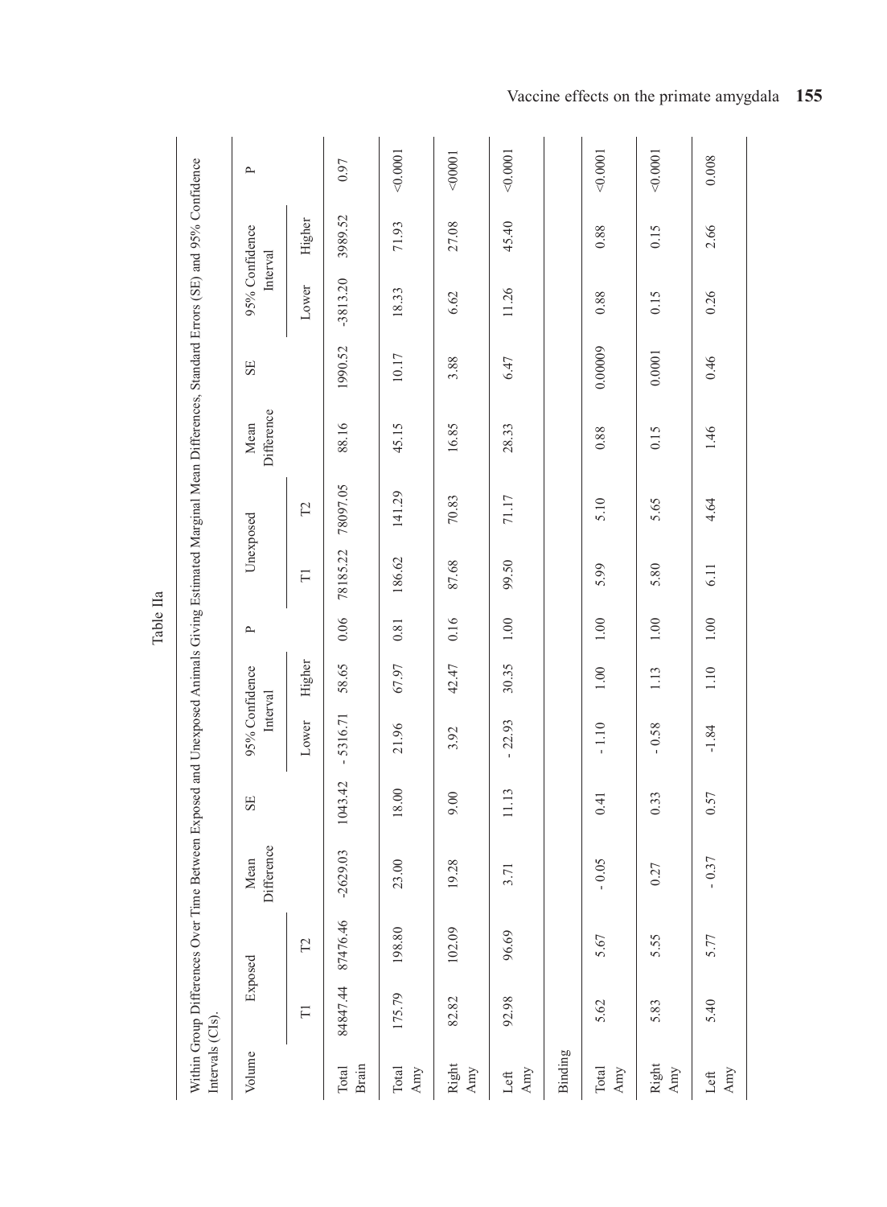Table IIa

Within Group Differences Over Time Between Exposed and Unexposed Animals Giving Estimated Marginal Mean Differences, Standard Errors (SE) and 95% Confidence Intervals (CIs).

| Volume | Exposed | | Mean Difference | SE | 95% Confidence Interval | | P | Unexposed | | Mean Difference | SE | 95% Confidence Interval | | P |
|---|---|---|---|---|---|---|---|---|---|---|---|---|---|---|
| | T1 | T2 | | | Lower | Higher | | T1 | T2 | | | Lower | Higher | |
| Total Brain | 84847.44 | 87476.46 | -2629.03 | 1043.42 | - 5316.71 | 58.65 | 0.06 | 78185.22 | 78097.05 | 88.16 | 1990.52 | -3813.20 | 3989.52 | 0.97 |
| Total Amy | 175.79 | 198.80 | 23.00 | 18.00 | 21.96 | 67.97 | 0.81 | 186.62 | 141.29 | 45.15 | 10.17 | 18.33 | 71.93 | <0.0001 |
| Right Amy | 82.82 | 102.09 | 19.28 | 9.00 | 3.92 | 42.47 | 0.16 | 87.68 | 70.83 | 16.85 | 3.88 | 6.62 | 27.08 | <00001 |
| Left Amy | 92.98 | 96.69 | 3.71 | 11.13 | - 22.93 | 30.35 | 1.00 | 99.50 | 71.17 | 28.33 | 6.47 | 11.26 | 45.40 | <0.0001 |
| Binding | | | | | | | | | | | | | | |
| Total Amy | 5.62 | 5.67 | - 0.05 | 0.41 | - 1.10 | 1.00 | 1.00 | 5.99 | 5.10 | 0.88 | 0.00009 | 0.88 | 0.88 | <0.0001 |
| Right Amy | 5.83 | 5.55 | 0.27 | 0.33 | - 0.58 | 1.13 | 1.00 | 5.80 | 5.65 | 0.15 | 0.0001 | 0.15 | 0.15 | <0.0001 |
| Left Amy | 5.40 | 5.77 | - 0.37 | 0.57 | -1.84 | 1.10 | 1.00 | 6.11 | 4.64 | 1.46 | 0.46 | 0.26 | 2.66 | 0.008 |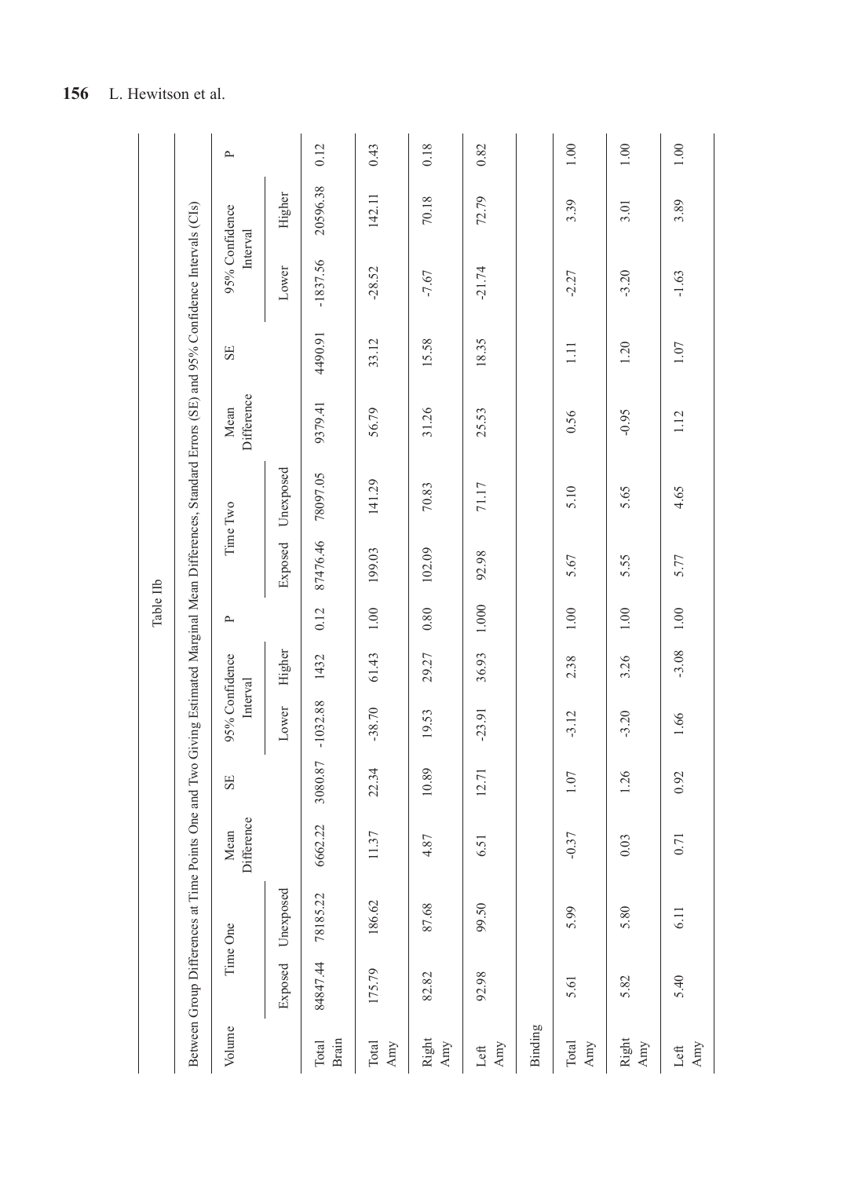Table IIb

Between Group Differences at Time Points One and Two Giving Estimated Marginal Mean Differences, Standard Errors (SE) and 95% Confidence Intervals (CIs)

| Volume | Time One | | Mean Difference | SE | 95% Confidence Interval | | P | Time Two | | Mean Difference | SE | 95% Confidence Interval | | P |
|---|---|---|---|---|---|---|---|---|---|---|---|---|---|---|
| | Exposed | Unexposed | | | Lower | Higher | | Exposed | Unexposed | | | Lower | Higher | |
| Total Brain | 84847.44 | 78185.22 | 6662.22 | 3080.87 | -1032.88 | 1432 | 0.12 | 87476.46 | 78097.05 | 9379.41 | 4490.91 | -1837.56 | 20596.38 | 0.12 |
| Total Amy | 175.79 | 186.62 | 11.37 | 22.34 | -38.70 | 61.43 | 1.00 | 199.03 | 141.29 | 56.79 | 33.12 | -28.52 | 142.11 | 0.43 |
| Right Amy | 82.82 | 87.68 | 4.87 | 10.89 | 19.53 | 29.27 | 0.80 | 102.09 | 70.83 | 31.26 | 15.58 | -7.67 | 70.18 | 0.18 |
| Left Amy | 92.98 | 99.50 | 6.51 | 12.71 | -23.91 | 36.93 | 1.000 | 92.98 | 71.17 | 25.53 | 18.35 | -21.74 | 72.79 | 0.82 |
| Binding | | | | | | | | | | | | | | |
| Total Amy | 5.61 | 5.99 | -0.37 | 1.07 | -3.12 | 2.38 | 1.00 | 5.67 | 5.10 | 0.56 | 1.11 | -2.27 | 3.39 | 1.00 |
| Right Amy | 5.82 | 5.80 | 0.03 | 1.26 | -3.20 | 3.26 | 1.00 | 5.55 | 5.65 | -0.95 | 1.20 | -3.20 | 3.01 | 1.00 |
| Left Amy | 5.40 | 6.11 | 0.71 | 0.92 | 1.66 | -3.08 | 1.00 | 5.77 | 4.65 | 1.12 | 1.07 | -1.63 | 3.89 | 1.00 |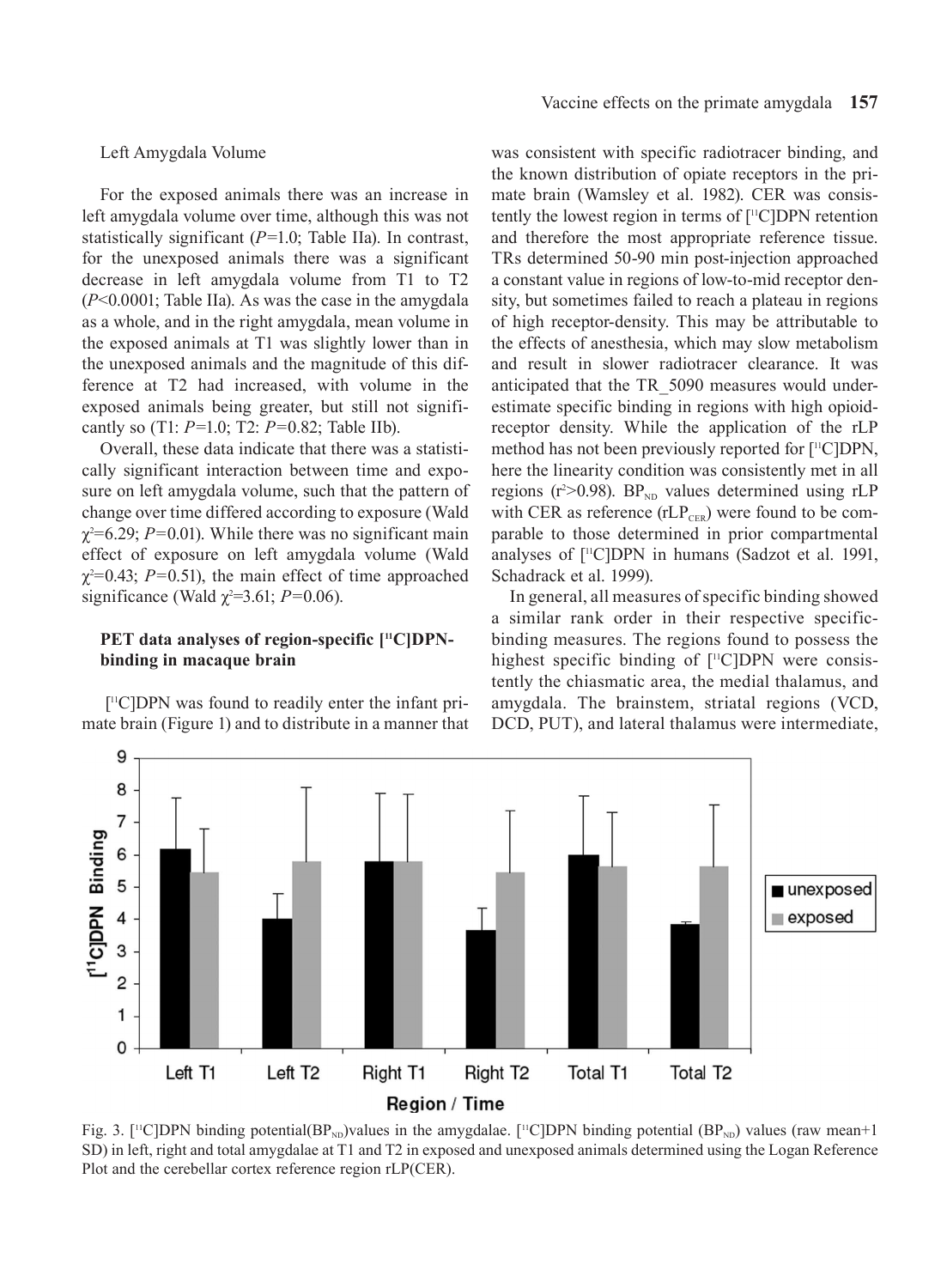Left Amygdala Volume

For the exposed animals there was an increase in left amygdala volume over time, although this was not statistically significant (*P*=1.0; Table IIa). In contrast, for the unexposed animals there was a significant decrease in left amygdala volume from T1 to T2 (*P*<0.0001; Table IIa). As was the case in the amygdala as a whole, and in the right amygdala, mean volume in the exposed animals at T1 was slightly lower than in the unexposed animals and the magnitude of this difference at T2 had increased, with volume in the exposed animals being greater, but still not significantly so (T1: *P*=1.0; T2: *P*=0.82; Table IIb).

Overall, these data indicate that there was a statistically significant interaction between time and exposure on left amygdala volume, such that the pattern of change over time differed according to exposure (Wald $\chi^2$=6.29; *P*=0.01). While there was no significant main effect of exposure on left amygdala volume (Wald $\chi^2$=0.43; *P*=0.51), the main effect of time approached significance (Wald $\chi^2$=3.61; *P*=0.06).

### PET data analyses of region-specific [$^{11}$C]DPN-binding in macaque brain

[$^{11}$C]DPN was found to readily enter the infant primate brain (Figure 1) and to distribute in a manner that was consistent with specific radiotracer binding, and the known distribution of opiate receptors in the primate brain (Wamsley et al. 1982). CER was consistently the lowest region in terms of [$^{11}$C]DPN retention and therefore the most appropriate reference tissue. TRs determined 50-90 min post-injection approached a constant value in regions of low-to-mid receptor density, but sometimes failed to reach a plateau in regions of high receptor-density. This may be attributable to the effects of anesthesia, which may slow metabolism and result in slower radiotracer clearance. It was anticipated that the TR_5090 measures would underestimate specific binding in regions with high opioid-receptor density. While the application of the rLP method has not been previously reported for [$^{11}$C]DPN, here the linearity condition was consistently met in all regions ($r^2$>0.98). $BP_{ND}$ values determined using rLP with CER as reference ($rLP_{CER}$) were found to be comparable to those determined in prior compartmental analyses of [$^{11}$C]DPN in humans (Sadzot et al. 1991, Schadrack et al. 1999).

In general, all measures of specific binding showed a similar rank order in their respective specific-binding measures. The regions found to possess the highest specific binding of [$^{11}$C]DPN were consistently the chiasmatic area, the medial thalamus, and amygdala. The brainstem, striatal regions (VCD, DCD, PUT), and lateral thalamus were intermediate,

Fig. 3. [$^{11}$C]DPN binding potential($BP_{ND}$)values in the amygdalae. [$^{11}$C]DPN binding potential ($BP_{ND}$) values (raw mean+1 SD) in left, right and total amygdalae at T1 and T2 in exposed and unexposed animals determined using the Logan Reference Plot and the cerebellar cortex reference region rLP(CER).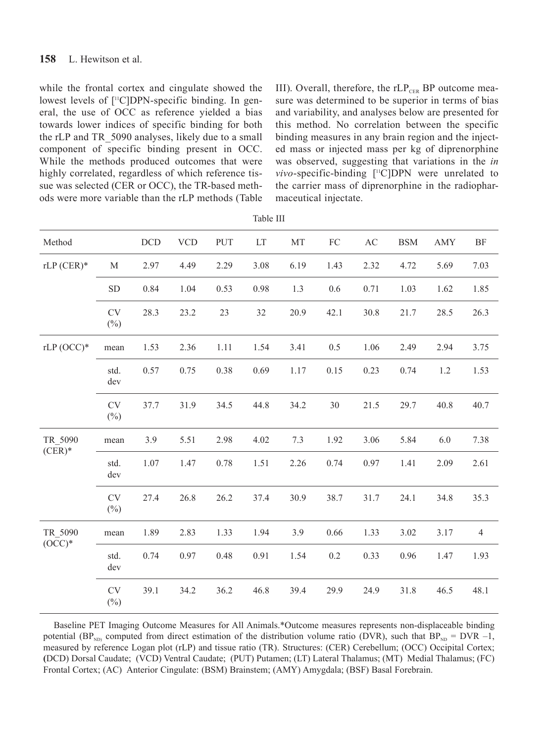while the frontal cortex and cingulate showed the lowest levels of [$^{11}$C]DPN-specific binding. In general, the use of OCC as reference yielded a bias towards lower indices of specific binding for both the rLP and TR_5090 analyses, likely due to a small component of specific binding present in OCC. While the methods produced outcomes that were highly correlated, regardless of which reference tissue was selected (CER or OCC), the TR-based methods were more variable than the rLP methods (Table III). Overall, therefore, the $rLP_{CER}$ BP outcome measure was determined to be superior in terms of bias and variability, and analyses below are presented for this method. No correlation between the specific binding measures in any brain region and the injected mass or injected mass per kg of diprenorphine was observed, suggesting that variations in the *in vivo*-specific-binding [$^{11}$C]DPN were unrelated to the carrier mass of diprenorphine in the radiopharmaceutical injectate.

Table III

| Method | | DCD | VCD | PUT | LT | MT | FC | AC | BSM | AMY | BF |
|---|---|---|---|---|---|---|---|---|---|---|---|
| rLP (CER)* | M | 2.97 | 4.49 | 2.29 | 3.08 | 6.19 | 1.43 | 2.32 | 4.72 | 5.69 | 7.03 |
| | SD | 0.84 | 1.04 | 0.53 | 0.98 | 1.3 | 0.6 | 0.71 | 1.03 | 1.62 | 1.85 |
| | CV (%) | 28.3 | 23.2 | 23 | 32 | 20.9 | 42.1 | 30.8 | 21.7 | 28.5 | 26.3 |
| rLP (OCC)* | mean | 1.53 | 2.36 | 1.11 | 1.54 | 3.41 | 0.5 | 1.06 | 2.49 | 2.94 | 3.75 |
| | std. dev | 0.57 | 0.75 | 0.38 | 0.69 | 1.17 | 0.15 | 0.23 | 0.74 | 1.2 | 1.53 |
| | CV (%) | 37.7 | 31.9 | 34.5 | 44.8 | 34.2 | 30 | 21.5 | 29.7 | 40.8 | 40.7 |
| TR_5090 (CER)* | mean | 3.9 | 5.51 | 2.98 | 4.02 | 7.3 | 1.92 | 3.06 | 5.84 | 6.0 | 7.38 |
| | std. dev | 1.07 | 1.47 | 0.78 | 1.51 | 2.26 | 0.74 | 0.97 | 1.41 | 2.09 | 2.61 |
| | CV (%) | 27.4 | 26.8 | 26.2 | 37.4 | 30.9 | 38.7 | 31.7 | 24.1 | 34.8 | 35.3 |
| TR_5090 (OCC)* | mean | 1.89 | 2.83 | 1.33 | 1.94 | 3.9 | 0.66 | 1.33 | 3.02 | 3.17 | 4 |
| | std. dev | 0.74 | 0.97 | 0.48 | 0.91 | 1.54 | 0.2 | 0.33 | 0.96 | 1.47 | 1.93 |
| | CV (%) | 39.1 | 34.2 | 36.2 | 46.8 | 39.4 | 29.9 | 24.9 | 31.8 | 46.5 | 48.1 |

Baseline PET Imaging Outcome Measures for All Animals.*Outcome measures represents non-displaceable binding potential ($BP_{ND)}$ computed from direct estimation of the distribution volume ratio (DVR), such that $BP_{ND}$ = DVR –1, measured by reference Logan plot (rLP) and tissue ratio (TR). Structures: (CER) Cerebellum; (OCC) Occipital Cortex; (DCD) Dorsal Caudate; (VCD) Ventral Caudate; (PUT) Putamen; (LT) Lateral Thalamus; (MT) Medial Thalamus; (FC) Frontal Cortex; (AC) Anterior Cingulate: (BSM) Brainstem; (AMY) Amygdala; (BSF) Basal Forebrain.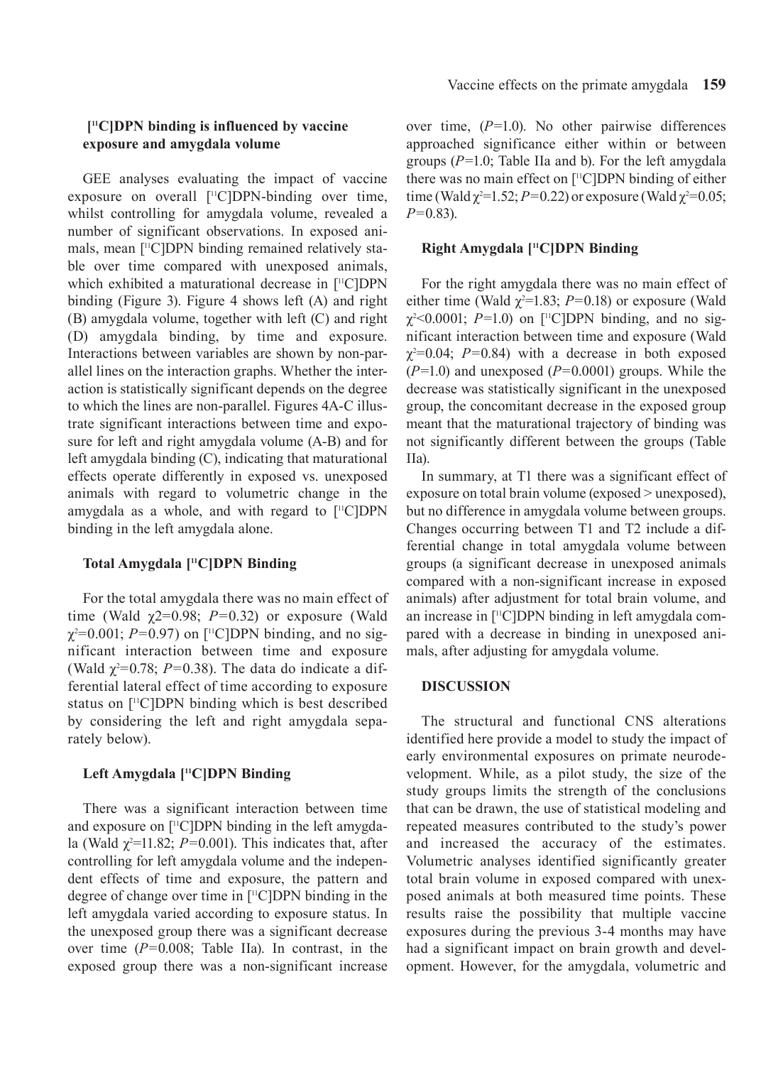### [$^{11}$C]DPN binding is influenced by vaccine exposure and amygdala volume

GEE analyses evaluating the impact of vaccine exposure on overall [$^{11}$C]DPN-binding over time, whilst controlling for amygdala volume, revealed a number of significant observations. In exposed animals, mean [$^{11}$C]DPN binding remained relatively stable over time compared with unexposed animals, which exhibited a maturational decrease in [$^{11}$C]DPN binding (Figure 3). Figure 4 shows left (A) and right (B) amygdala volume, together with left (C) and right (D) amygdala binding, by time and exposure. Interactions between variables are shown by non-parallel lines on the interaction graphs. Whether the interaction is statistically significant depends on the degree to which the lines are non-parallel. Figures 4A-C illustrate significant interactions between time and exposure for left and right amygdala volume (A-B) and for left amygdala binding (C), indicating that maturational effects operate differently in exposed vs. unexposed animals with regard to volumetric change in the amygdala as a whole, and with regard to [$^{11}$C]DPN binding in the left amygdala alone.

#### Total Amygdala [$^{11}$C]DPN Binding

For the total amygdala there was no main effect of time (Wald $\chi 2$=0.98; $P$=0.32) or exposure (Wald $\chi^2$=0.001; $P$=0.97) on [$^{11}$C]DPN binding, and no significant interaction between time and exposure (Wald $\chi^2$=0.78; $P$=0.38). The data do indicate a differential lateral effect of time according to exposure status on [$^{11}$C]DPN binding which is best described by considering the left and right amygdala separately below).

#### Left Amygdala [$^{11}$C]DPN Binding

There was a significant interaction between time and exposure on [$^{11}$C]DPN binding in the left amygdala (Wald $\chi^2$=11.82; $P$=0.001). This indicates that, after controlling for left amygdala volume and the independent effects of time and exposure, the pattern and degree of change over time in [$^{11}$C]DPN binding in the left amygdala varied according to exposure status. In the unexposed group there was a significant decrease over time ($P$=0.008; Table IIa). In contrast, in the exposed group there was a non-significant increase over time, ($P$=1.0). No other pairwise differences approached significance either within or between groups ($P$=1.0; Table IIa and b). For the left amygdala there was no main effect on [$^{11}$C]DPN binding of either time (Wald $\chi^2$=1.52; $P$=0.22) or exposure (Wald $\chi^2$=0.05; $P$=0.83).

#### Right Amygdala [$^{11}$C]DPN Binding

For the right amygdala there was no main effect of either time (Wald $\chi^2$=1.83; $P$=0.18) or exposure (Wald $\chi^2$<0.0001; $P$=1.0) on [$^{11}$C]DPN binding, and no significant interaction between time and exposure (Wald $\chi^2$=0.04; $P$=0.84) with a decrease in both exposed ($P$=1.0) and unexposed ($P$=0.0001) groups. While the decrease was statistically significant in the unexposed group, the concomitant decrease in the exposed group meant that the maturational trajectory of binding was not significantly different between the groups (Table IIa).

In summary, at T1 there was a significant effect of exposure on total brain volume (exposed > unexposed), but no difference in amygdala volume between groups. Changes occurring between T1 and T2 include a differential change in total amygdala volume between groups (a significant decrease in unexposed animals compared with a non-significant increase in exposed animals) after adjustment for total brain volume, and an increase in [$^{11}$C]DPN binding in left amygdala compared with a decrease in binding in unexposed animals, after adjusting for amygdala volume.

## DISCUSSION

The structural and functional CNS alterations identified here provide a model to study the impact of early environmental exposures on primate neurodevelopment. While, as a pilot study, the size of the study groups limits the strength of the conclusions that can be drawn, the use of statistical modeling and repeated measures contributed to the study's power and increased the accuracy of the estimates. Volumetric analyses identified significantly greater total brain volume in exposed compared with unexposed animals at both measured time points. These results raise the possibility that multiple vaccine exposures during the previous 3-4 months may have had a significant impact on brain growth and development. However, for the amygdala, volumetric and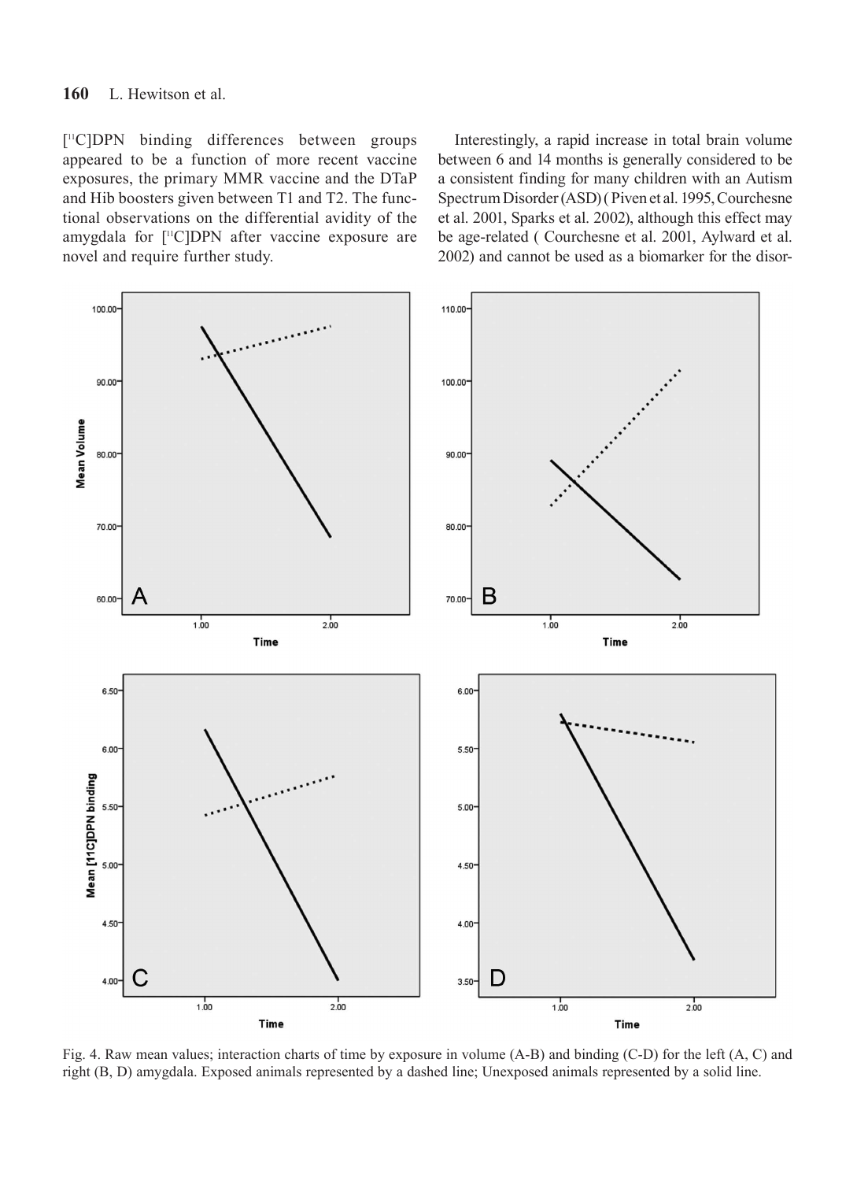[$^{11}$C]DPN binding differences between groups appeared to be a function of more recent vaccine exposures, the primary MMR vaccine and the DTaP and Hib boosters given between T1 and T2. The functional observations on the differential avidity of the amygdala for [$^{11}$C]DPN after vaccine exposure are novel and require further study.

Interestingly, a rapid increase in total brain volume between 6 and 14 months is generally considered to be a consistent finding for many children with an Autism Spectrum Disorder (ASD) ( Piven et al. 1995, Courchesne et al. 2001, Sparks et al. 2002), although this effect may be age-related ( Courchesne et al. 2001, Aylward et al. 2002) and cannot be used as a biomarker for the disor-

Fig. 4. Raw mean values; interaction charts of time by exposure in volume (A-B) and binding (C-D) for the left (A, C) and right (B, D) amygdala. Exposed animals represented by a dashed line; Unexposed animals represented by a solid line.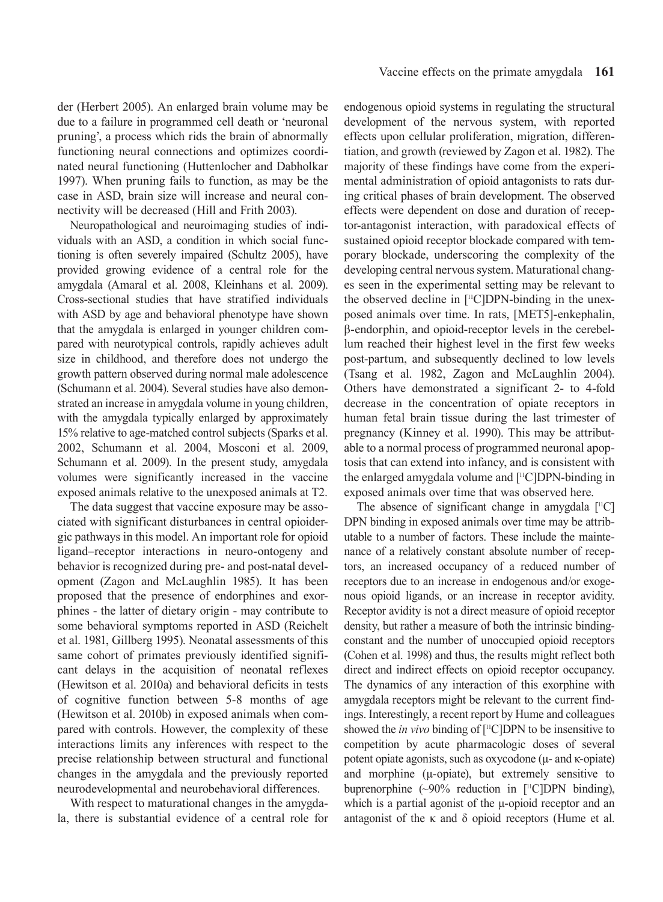der (Herbert 2005). An enlarged brain volume may be due to a failure in programmed cell death or 'neuronal pruning', a process which rids the brain of abnormally functioning neural connections and optimizes coordinated neural functioning (Huttenlocher and Dabholkar 1997). When pruning fails to function, as may be the case in ASD, brain size will increase and neural connectivity will be decreased (Hill and Frith 2003).

Neuropathological and neuroimaging studies of individuals with an ASD, a condition in which social functioning is often severely impaired (Schultz 2005), have provided growing evidence of a central role for the amygdala (Amaral et al. 2008, Kleinhans et al. 2009). Cross-sectional studies that have stratified individuals with ASD by age and behavioral phenotype have shown that the amygdala is enlarged in younger children compared with neurotypical controls, rapidly achieves adult size in childhood, and therefore does not undergo the growth pattern observed during normal male adolescence (Schumann et al. 2004). Several studies have also demonstrated an increase in amygdala volume in young children, with the amygdala typically enlarged by approximately 15% relative to age-matched control subjects (Sparks et al. 2002, Schumann et al. 2004, Mosconi et al. 2009, Schumann et al. 2009). In the present study, amygdala volumes were significantly increased in the vaccine exposed animals relative to the unexposed animals at T2.

The data suggest that vaccine exposure may be associated with significant disturbances in central opioidergic pathways in this model. An important role for opioid ligand–receptor interactions in neuro-ontogeny and behavior is recognized during pre- and post-natal development (Zagon and McLaughlin 1985). It has been proposed that the presence of endorphines and exorphines - the latter of dietary origin - may contribute to some behavioral symptoms reported in ASD (Reichelt et al. 1981, Gillberg 1995). Neonatal assessments of this same cohort of primates previously identified significant delays in the acquisition of neonatal reflexes (Hewitson et al. 2010a) and behavioral deficits in tests of cognitive function between 5-8 months of age (Hewitson et al. 2010b) in exposed animals when compared with controls. However, the complexity of these interactions limits any inferences with respect to the precise relationship between structural and functional changes in the amygdala and the previously reported neurodevelopmental and neurobehavioral differences.

With respect to maturational changes in the amygdala, there is substantial evidence of a central role for endogenous opioid systems in regulating the structural development of the nervous system, with reported effects upon cellular proliferation, migration, differentiation, and growth (reviewed by Zagon et al. 1982). The majority of these findings have come from the experimental administration of opioid antagonists to rats during critical phases of brain development. The observed effects were dependent on dose and duration of receptor-antagonist interaction, with paradoxical effects of sustained opioid receptor blockade compared with temporary blockade, underscoring the complexity of the developing central nervous system. Maturational changes seen in the experimental setting may be relevant to the observed decline in [$^{11}$C]DPN-binding in the unexposed animals over time. In rats, [MET5]-enkephalin, β-endorphin, and opioid-receptor levels in the cerebellum reached their highest level in the first few weeks post-partum, and subsequently declined to low levels (Tsang et al. 1982, Zagon and McLaughlin 2004). Others have demonstrated a significant 2- to 4-fold decrease in the concentration of opiate receptors in human fetal brain tissue during the last trimester of pregnancy (Kinney et al. 1990). This may be attributable to a normal process of programmed neuronal apoptosis that can extend into infancy, and is consistent with the enlarged amygdala volume and [$^{11}$C]DPN-binding in exposed animals over time that was observed here.

The absence of significant change in amygdala [$^{11}$C]DPN binding in exposed animals over time may be attributable to a number of factors. These include the maintenance of a relatively constant absolute number of receptors, an increased occupancy of a reduced number of receptors due to an increase in endogenous and/or exogenous opioid ligands, or an increase in receptor avidity. Receptor avidity is not a direct measure of opioid receptor density, but rather a measure of both the intrinsic binding-constant and the number of unoccupied opioid receptors (Cohen et al. 1998) and thus, the results might reflect both direct and indirect effects on opioid receptor occupancy. The dynamics of any interaction of this exorphine with amygdala receptors might be relevant to the current findings. Interestingly, a recent report by Hume and colleagues showed the *in vivo* binding of [$^{11}$C]DPN to be insensitive to competition by acute pharmacologic doses of several potent opiate agonists, such as oxycodone (μ- and κ-opiate) and morphine (μ-opiate), but extremely sensitive to buprenorphine (~90% reduction in [$^{11}$C]DPN binding), which is a partial agonist of the μ-opioid receptor and an antagonist of the κ and δ opioid receptors (Hume et al.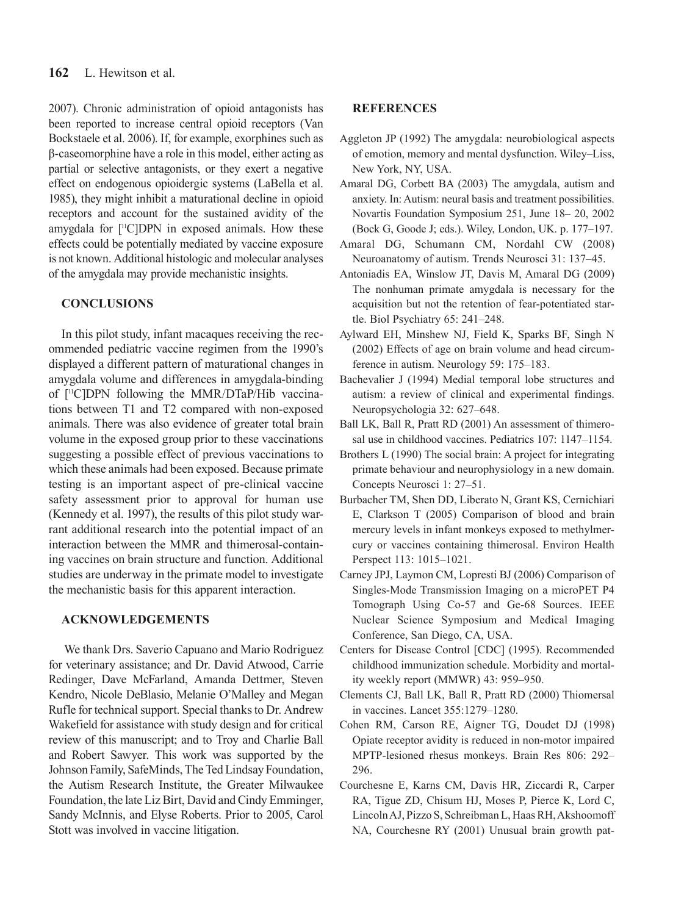2007). Chronic administration of opioid antagonists has been reported to increase central opioid receptors (Van Bockstaele et al. 2006). If, for example, exorphines such as β-caseomorphine have a role in this model, either acting as partial or selective antagonists, or they exert a negative effect on endogenous opioidergic systems (LaBella et al. 1985), they might inhibit a maturational decline in opioid receptors and account for the sustained avidity of the amygdala for [$^{11}$C]DPN in exposed animals. How these effects could be potentially mediated by vaccine exposure is not known. Additional histologic and molecular analyses of the amygdala may provide mechanistic insights.

## CONCLUSIONS

In this pilot study, infant macaques receiving the recommended pediatric vaccine regimen from the 1990's displayed a different pattern of maturational changes in amygdala volume and differences in amygdala-binding of [$^{11}$C]DPN following the MMR/DTaP/Hib vaccinations between T1 and T2 compared with non-exposed animals. There was also evidence of greater total brain volume in the exposed group prior to these vaccinations suggesting a possible effect of previous vaccinations to which these animals had been exposed. Because primate testing is an important aspect of pre-clinical vaccine safety assessment prior to approval for human use (Kennedy et al. 1997), the results of this pilot study warrant additional research into the potential impact of an interaction between the MMR and thimerosal-containing vaccines on brain structure and function. Additional studies are underway in the primate model to investigate the mechanistic basis for this apparent interaction.

## ACKNOWLEDGEMENTS

We thank Drs. Saverio Capuano and Mario Rodriguez for veterinary assistance; and Dr. David Atwood, Carrie Redinger, Dave McFarland, Amanda Dettmer, Steven Kendro, Nicole DeBlasio, Melanie O'Malley and Megan Rufle for technical support. Special thanks to Dr. Andrew Wakefield for assistance with study design and for critical review of this manuscript; and to Troy and Charlie Ball and Robert Sawyer. This work was supported by the Johnson Family, SafeMinds, The Ted Lindsay Foundation, the Autism Research Institute, the Greater Milwaukee Foundation, the late Liz Birt, David and Cindy Emminger, Sandy McInnis, and Elyse Roberts. Prior to 2005, Carol Stott was involved in vaccine litigation.

## REFERENCES

Aggleton JP (1992) The amygdala: neurobiological aspects of emotion, memory and mental dysfunction. Wiley–Liss, New York, NY, USA.

Amaral DG, Corbett BA (2003) The amygdala, autism and anxiety. In: Autism: neural basis and treatment possibilities. Novartis Foundation Symposium 251, June 18– 20, 2002 (Bock G, Goode J; eds.). Wiley, London, UK. p. 177–197.

Amaral DG, Schumann CM, Nordahl CW (2008) Neuroanatomy of autism. Trends Neurosci 31: 137–45.

Antoniadis EA, Winslow JT, Davis M, Amaral DG (2009) The nonhuman primate amygdala is necessary for the acquisition but not the retention of fear-potentiated startle. Biol Psychiatry 65: 241–248.

Aylward EH, Minshew NJ, Field K, Sparks BF, Singh N (2002) Effects of age on brain volume and head circumference in autism. Neurology 59: 175–183.

Bachevalier J (1994) Medial temporal lobe structures and autism: a review of clinical and experimental findings. Neuropsychologia 32: 627–648.

Ball LK, Ball R, Pratt RD (2001) An assessment of thimerosal use in childhood vaccines. Pediatrics 107: 1147–1154.

Brothers L (1990) The social brain: A project for integrating primate behaviour and neurophysiology in a new domain. Concepts Neurosci 1: 27–51.

Burbacher TM, Shen DD, Liberato N, Grant KS, Cernichiari E, Clarkson T (2005) Comparison of blood and brain mercury levels in infant monkeys exposed to methylmercury or vaccines containing thimerosal. Environ Health Perspect 113: 1015–1021.

Carney JPJ, Laymon CM, Lopresti BJ (2006) Comparison of Singles-Mode Transmission Imaging on a microPET P4 Tomograph Using Co-57 and Ge-68 Sources. IEEE Nuclear Science Symposium and Medical Imaging Conference, San Diego, CA, USA.

Centers for Disease Control [CDC] (1995). Recommended childhood immunization schedule. Morbidity and mortality weekly report (MMWR) 43: 959–950.

Clements CJ, Ball LK, Ball R, Pratt RD (2000) Thiomersal in vaccines. Lancet 355:1279–1280.

Cohen RM, Carson RE, Aigner TG, Doudet DJ (1998) Opiate receptor avidity is reduced in non-motor impaired MPTP-lesioned rhesus monkeys. Brain Res 806: 292–296.

Courchesne E, Karns CM, Davis HR, Ziccardi R, Carper RA, Tigue ZD, Chisum HJ, Moses P, Pierce K, Lord C, Lincoln AJ, Pizzo S, Schreibman L, Haas RH, Akshoomoff NA, Courchesne RY (2001) Unusual brain growth pat-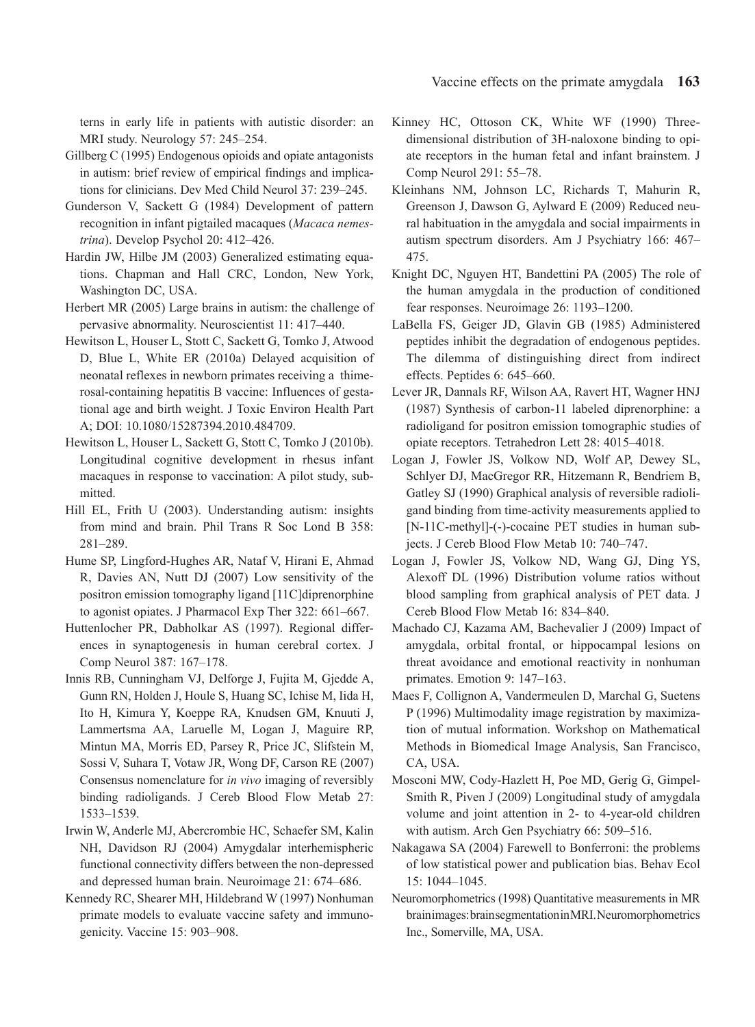terns in early life in patients with autistic disorder: an MRI study. Neurology 57: 245–254.

Gillberg C (1995) Endogenous opioids and opiate antagonists in autism: brief review of empirical findings and implications for clinicians. Dev Med Child Neurol 37: 239–245.

Gunderson V, Sackett G (1984) Development of pattern recognition in infant pigtailed macaques (*Macaca nemestrina*). Develop Psychol 20: 412–426.

Hardin JW, Hilbe JM (2003) Generalized estimating equations. Chapman and Hall CRC, London, New York, Washington DC, USA.

Herbert MR (2005) Large brains in autism: the challenge of pervasive abnormality. Neuroscientist 11: 417–440.

Hewitson L, Houser L, Stott C, Sackett G, Tomko J, Atwood D, Blue L, White ER (2010a) Delayed acquisition of neonatal reflexes in newborn primates receiving a thimerosal-containing hepatitis B vaccine: Influences of gestational age and birth weight. J Toxic Environ Health Part A; DOI: 10.1080/15287394.2010.484709.

Hewitson L, Houser L, Sackett G, Stott C, Tomko J (2010b). Longitudinal cognitive development in rhesus infant macaques in response to vaccination: A pilot study, submitted.

Hill EL, Frith U (2003). Understanding autism: insights from mind and brain. Phil Trans R Soc Lond B 358: 281–289.

Hume SP, Lingford-Hughes AR, Nataf V, Hirani E, Ahmad R, Davies AN, Nutt DJ (2007) Low sensitivity of the positron emission tomography ligand [11C]diprenorphine to agonist opiates. J Pharmacol Exp Ther 322: 661–667.

Huttenlocher PR, Dabholkar AS (1997). Regional differences in synaptogenesis in human cerebral cortex. J Comp Neurol 387: 167–178.

Innis RB, Cunningham VJ, Delforge J, Fujita M, Gjedde A, Gunn RN, Holden J, Houle S, Huang SC, Ichise M, Iida H, Ito H, Kimura Y, Koeppe RA, Knudsen GM, Knuuti J, Lammertsma AA, Laruelle M, Logan J, Maguire RP, Mintun MA, Morris ED, Parsey R, Price JC, Slifstein M, Sossi V, Suhara T, Votaw JR, Wong DF, Carson RE (2007) Consensus nomenclature for *in vivo* imaging of reversibly binding radioligands. J Cereb Blood Flow Metab 27: 1533–1539.

Irwin W, Anderle MJ, Abercrombie HC, Schaefer SM, Kalin NH, Davidson RJ (2004) Amygdalar interhemispheric functional connectivity differs between the non-depressed and depressed human brain. Neuroimage 21: 674–686.

Kennedy RC, Shearer MH, Hildebrand W (1997) Nonhuman primate models to evaluate vaccine safety and immunogenicity. Vaccine 15: 903–908.

Kinney HC, Ottoson CK, White WF (1990) Three-dimensional distribution of 3H-naloxone binding to opiate receptors in the human fetal and infant brainstem. J Comp Neurol 291: 55–78.

Kleinhans NM, Johnson LC, Richards T, Mahurin R, Greenson J, Dawson G, Aylward E (2009) Reduced neural habituation in the amygdala and social impairments in autism spectrum disorders. Am J Psychiatry 166: 467–475.

Knight DC, Nguyen HT, Bandettini PA (2005) The role of the human amygdala in the production of conditioned fear responses. Neuroimage 26: 1193–1200.

LaBella FS, Geiger JD, Glavin GB (1985) Administered peptides inhibit the degradation of endogenous peptides. The dilemma of distinguishing direct from indirect effects. Peptides 6: 645–660.

Lever JR, Dannals RF, Wilson AA, Ravert HT, Wagner HNJ (1987) Synthesis of carbon-11 labeled diprenorphine: a radioligand for positron emission tomographic studies of opiate receptors. Tetrahedron Lett 28: 4015–4018.

Logan J, Fowler JS, Volkow ND, Wolf AP, Dewey SL, Schlyer DJ, MacGregor RR, Hitzemann R, Bendriem B, Gatley SJ (1990) Graphical analysis of reversible radioligand binding from time-activity measurements applied to [N-11C-methyl]-(-)-cocaine PET studies in human subjects. J Cereb Blood Flow Metab 10: 740–747.

Logan J, Fowler JS, Volkow ND, Wang GJ, Ding YS, Alexoff DL (1996) Distribution volume ratios without blood sampling from graphical analysis of PET data. J Cereb Blood Flow Metab 16: 834–840.

Machado CJ, Kazama AM, Bachevalier J (2009) Impact of amygdala, orbital frontal, or hippocampal lesions on threat avoidance and emotional reactivity in nonhuman primates. Emotion 9: 147–163.

Maes F, Collignon A, Vandermeulen D, Marchal G, Suetens P (1996) Multimodality image registration by maximization of mutual information. Workshop on Mathematical Methods in Biomedical Image Analysis, San Francisco, CA, USA.

Mosconi MW, Cody-Hazlett H, Poe MD, Gerig G, Gimpel-Smith R, Piven J (2009) Longitudinal study of amygdala volume and joint attention in 2- to 4-year-old children with autism. Arch Gen Psychiatry 66: 509–516.

Nakagawa SA (2004) Farewell to Bonferroni: the problems of low statistical power and publication bias. Behav Ecol 15: 1044–1045.

Neuromorphometrics (1998) Quantitative measurements in MR brain images: brain segmentation in MRI. Neuromorphometrics Inc., Somerville, MA, USA.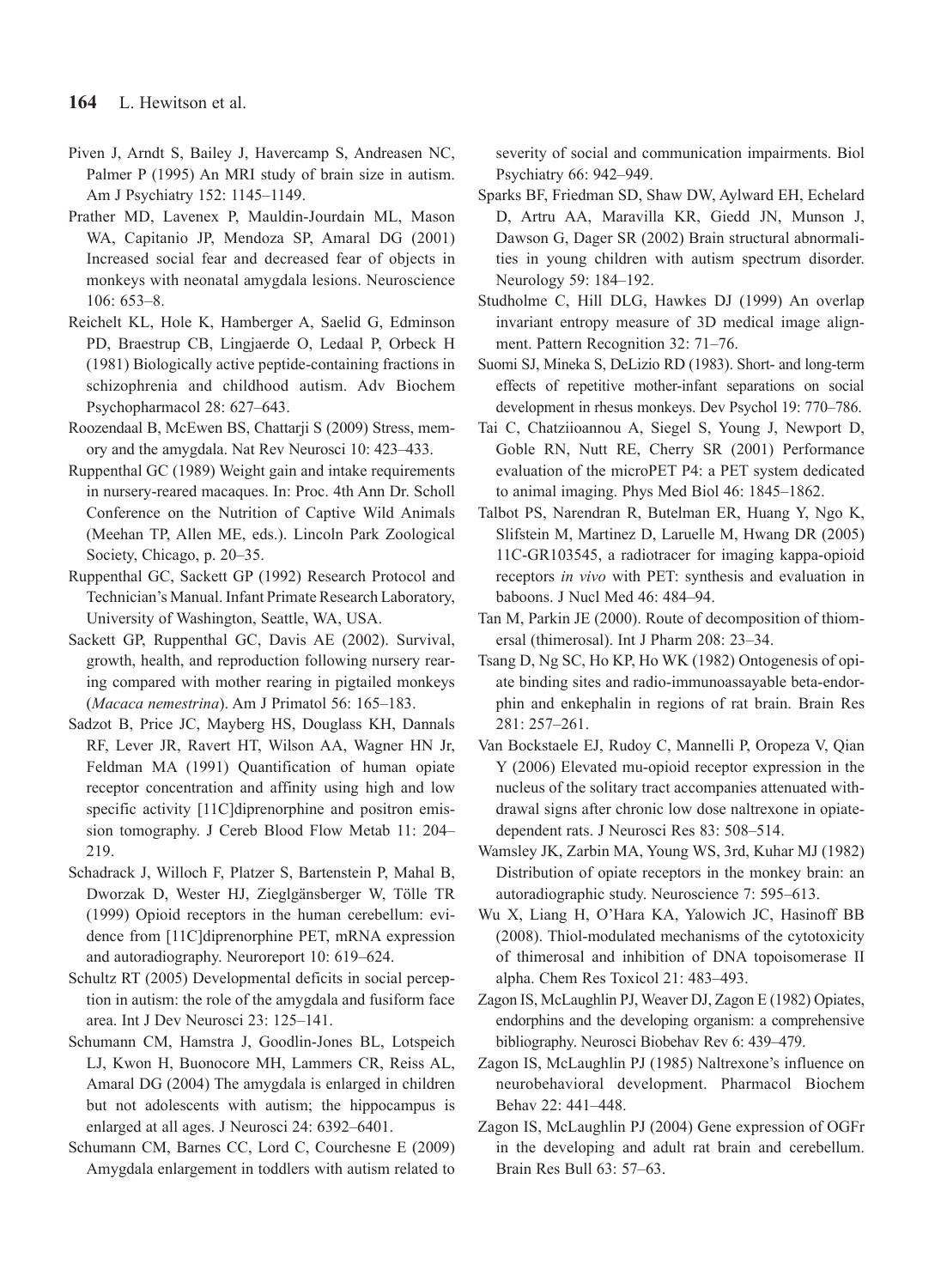Piven J, Arndt S, Bailey J, Havercamp S, Andreasen NC, Palmer P (1995) An MRI study of brain size in autism. Am J Psychiatry 152: 1145–1149.

Prather MD, Lavenex P, Mauldin-Jourdain ML, Mason WA, Capitanio JP, Mendoza SP, Amaral DG (2001) Increased social fear and decreased fear of objects in monkeys with neonatal amygdala lesions. Neuroscience 106: 653–8.

Reichelt KL, Hole K, Hamberger A, Saelid G, Edminson PD, Braestrup CB, Lingjaerde O, Ledaal P, Orbeck H (1981) Biologically active peptide-containing fractions in schizophrenia and childhood autism. Adv Biochem Psychopharmacol 28: 627–643.

Roozendaal B, McEwen BS, Chattarji S (2009) Stress, memory and the amygdala. Nat Rev Neurosci 10: 423–433.

Ruppenthal GC (1989) Weight gain and intake requirements in nursery-reared macaques. In: Proc. 4th Ann Dr. Scholl Conference on the Nutrition of Captive Wild Animals (Meehan TP, Allen ME, eds.). Lincoln Park Zoological Society, Chicago, p. 20–35.

Ruppenthal GC, Sackett GP (1992) Research Protocol and Technician's Manual. Infant Primate Research Laboratory, University of Washington, Seattle, WA, USA.

Sackett GP, Ruppenthal GC, Davis AE (2002). Survival, growth, health, and reproduction following nursery rearing compared with mother rearing in pigtailed monkeys (*Macaca nemestrina*). Am J Primatol 56: 165–183.

Sadzot B, Price JC, Mayberg HS, Douglass KH, Dannals RF, Lever JR, Ravert HT, Wilson AA, Wagner HN Jr, Feldman MA (1991) Quantification of human opiate receptor concentration and affinity using high and low specific activity [11C]diprenorphine and positron emission tomography. J Cereb Blood Flow Metab 11: 204–219.

Schadrack J, Willoch F, Platzer S, Bartenstein P, Mahal B, Dworzak D, Wester HJ, Zieglgänsberger W, Tölle TR (1999) Opioid receptors in the human cerebellum: evidence from [11C]diprenorphine PET, mRNA expression and autoradiography. Neuroreport 10: 619–624.

Schultz RT (2005) Developmental deficits in social perception in autism: the role of the amygdala and fusiform face area. Int J Dev Neurosci 23: 125–141.

Schumann CM, Hamstra J, Goodlin-Jones BL, Lotspeich LJ, Kwon H, Buonocore MH, Lammers CR, Reiss AL, Amaral DG (2004) The amygdala is enlarged in children but not adolescents with autism; the hippocampus is enlarged at all ages. J Neurosci 24: 6392–6401.

Schumann CM, Barnes CC, Lord C, Courchesne E (2009) Amygdala enlargement in toddlers with autism related to severity of social and communication impairments. Biol Psychiatry 66: 942–949.

Sparks BF, Friedman SD, Shaw DW, Aylward EH, Echelard D, Artru AA, Maravilla KR, Giedd JN, Munson J, Dawson G, Dager SR (2002) Brain structural abnormalities in young children with autism spectrum disorder. Neurology 59: 184–192.

Studholme C, Hill DLG, Hawkes DJ (1999) An overlap invariant entropy measure of 3D medical image alignment. Pattern Recognition 32: 71–76.

Suomi SJ, Mineka S, DeLizio RD (1983). Short- and long-term effects of repetitive mother-infant separations on social development in rhesus monkeys. Dev Psychol 19: 770–786.

Tai C, Chatziioannou A, Siegel S, Young J, Newport D, Goble RN, Nutt RE, Cherry SR (2001) Performance evaluation of the microPET P4: a PET system dedicated to animal imaging. Phys Med Biol 46: 1845–1862.

Talbot PS, Narendran R, Butelman ER, Huang Y, Ngo K, Slifstein M, Martinez D, Laruelle M, Hwang DR (2005) 11C-GR103545, a radiotracer for imaging kappa-opioid receptors *in vivo* with PET: synthesis and evaluation in baboons. J Nucl Med 46: 484–94.

Tan M, Parkin JE (2000). Route of decomposition of thiomersal (thimerosal). Int J Pharm 208: 23–34.

Tsang D, Ng SC, Ho KP, Ho WK (1982) Ontogenesis of opiate binding sites and radio-immunoassayable beta-endorphin and enkephalin in regions of rat brain. Brain Res 281: 257–261.

Van Bockstaele EJ, Rudoy C, Mannelli P, Oropeza V, Qian Y (2006) Elevated mu-opioid receptor expression in the nucleus of the solitary tract accompanies attenuated withdrawal signs after chronic low dose naltrexone in opiate-dependent rats. J Neurosci Res 83: 508–514.

Wamsley JK, Zarbin MA, Young WS, 3rd, Kuhar MJ (1982) Distribution of opiate receptors in the monkey brain: an autoradiographic study. Neuroscience 7: 595–613.

Wu X, Liang H, O'Hara KA, Yalowich JC, Hasinoff BB (2008). Thiol-modulated mechanisms of the cytotoxicity of thimerosal and inhibition of DNA topoisomerase II alpha. Chem Res Toxicol 21: 483–493.

Zagon IS, McLaughlin PJ, Weaver DJ, Zagon E (1982) Opiates, endorphins and the developing organism: a comprehensive bibliography. Neurosci Biobehav Rev 6: 439–479.

Zagon IS, McLaughlin PJ (1985) Naltrexone's influence on neurobehavioral development. Pharmacol Biochem Behav 22: 441–448.

Zagon IS, McLaughlin PJ (2004) Gene expression of OGFr in the developing and adult rat brain and cerebellum. Brain Res Bull 63: 57–63.